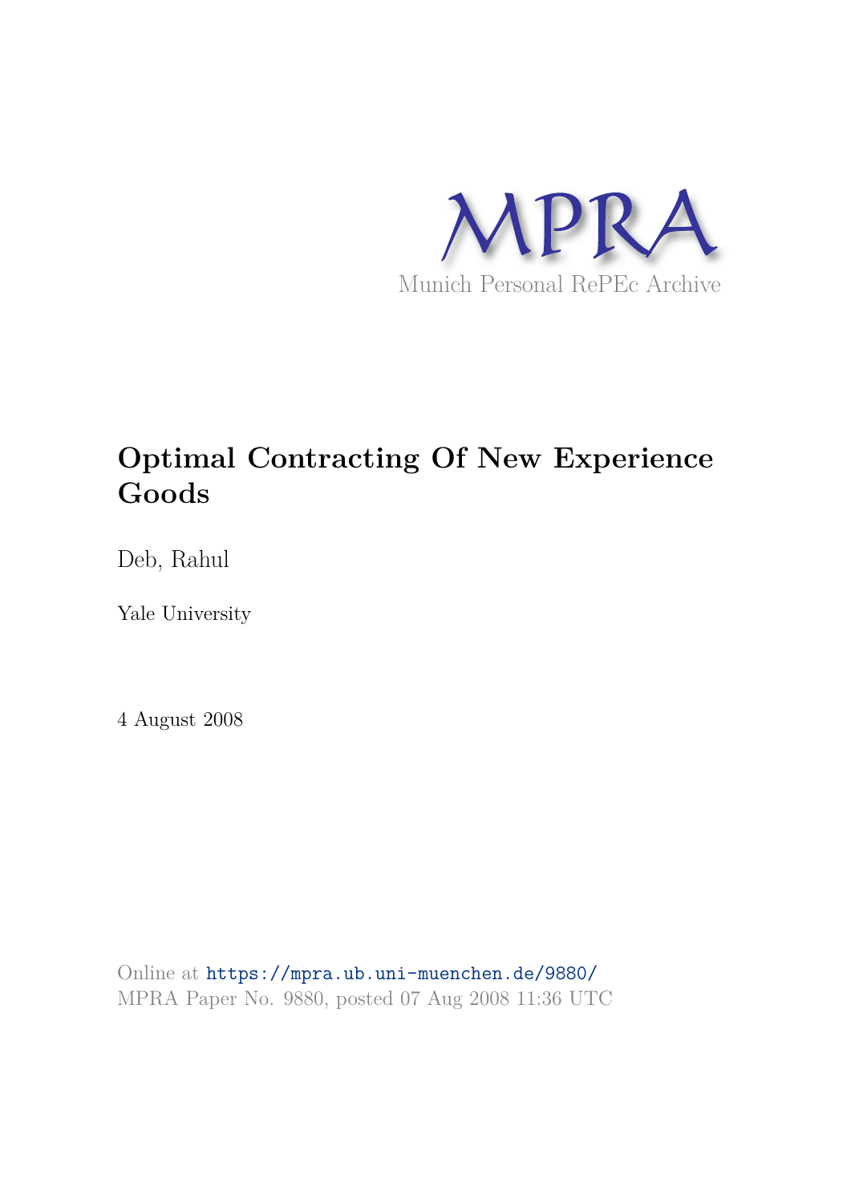MPRA

Munich Personal RePEc Archive

# Optimal Contracting Of New Experience Goods

Deb, Rahul

Yale University

4 August 2008

Online at https://mpra.ub.uni-muenchen.de/9880/
MPRA Paper No. 9880, posted 07 Aug 2008 11:36 UTC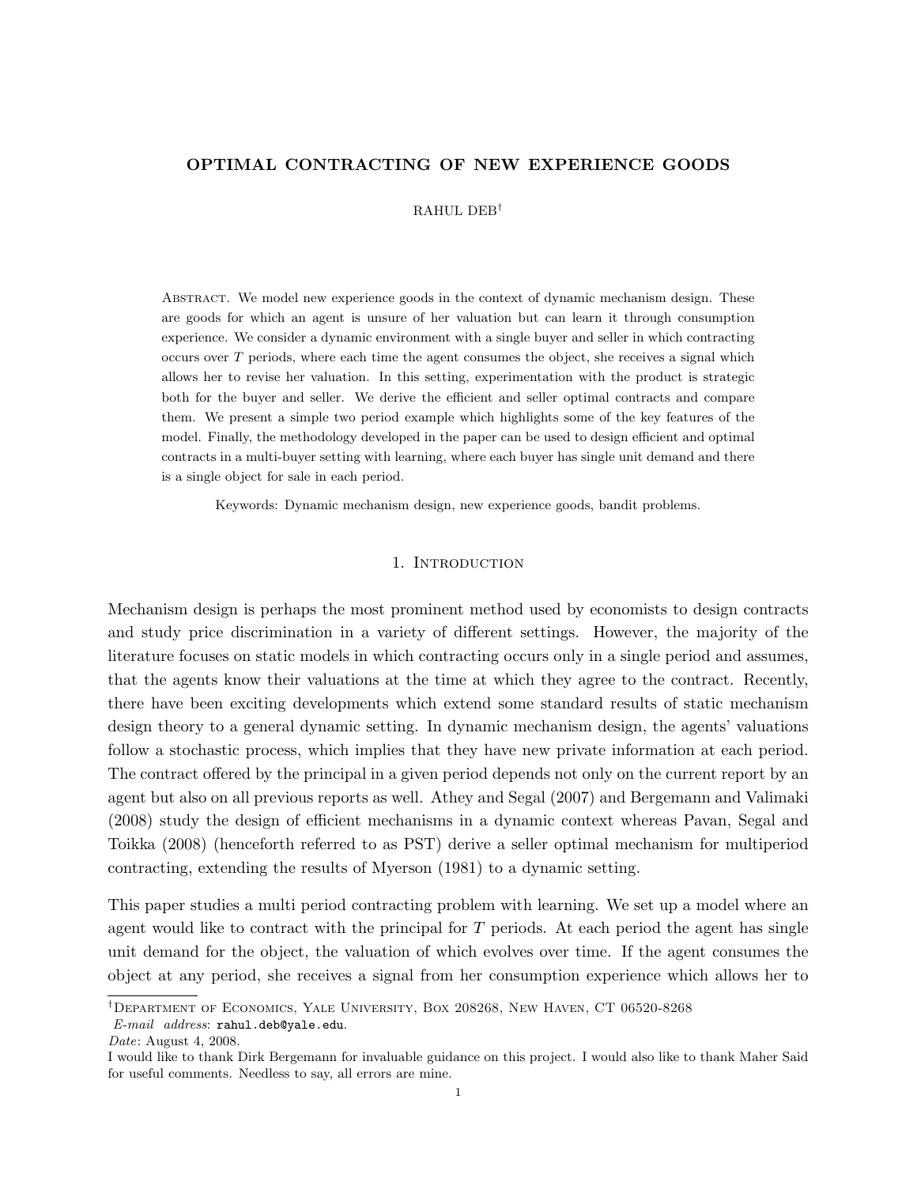# OPTIMAL CONTRACTING OF NEW EXPERIENCE GOODS

RAHUL DEB[†]

Abstract. We model new experience goods in the context of dynamic mechanism design. These are goods for which an agent is unsure of her valuation but can learn it through consumption experience. We consider a dynamic environment with a single buyer and seller in which contracting occurs over $T$ periods, where each time the agent consumes the object, she receives a signal which allows her to revise her valuation. In this setting, experimentation with the product is strategic both for the buyer and seller. We derive the efficient and seller optimal contracts and compare them. We present a simple two period example which highlights some of the key features of the model. Finally, the methodology developed in the paper can be used to design efficient and optimal contracts in a multi-buyer setting with learning, where each buyer has single unit demand and there is a single object for sale in each period.

Keywords: Dynamic mechanism design, new experience goods, bandit problems.

## 1. Introduction

Mechanism design is perhaps the most prominent method used by economists to design contracts and study price discrimination in a variety of different settings. However, the majority of the literature focuses on static models in which contracting occurs only in a single period and assumes, that the agents know their valuations at the time at which they agree to the contract. Recently, there have been exciting developments which extend some standard results of static mechanism design theory to a general dynamic setting. In dynamic mechanism design, the agents' valuations follow a stochastic process, which implies that they have new private information at each period. The contract offered by the principal in a given period depends not only on the current report by an agent but also on all previous reports as well. Athey and Segal (2007) and Bergemann and Valimaki (2008) study the design of efficient mechanisms in a dynamic context whereas Pavan, Segal and Toikka (2008) (henceforth referred to as PST) derive a seller optimal mechanism for multiperiod contracting, extending the results of Myerson (1981) to a dynamic setting.

This paper studies a multi period contracting problem with learning. We set up a model where an agent would like to contract with the principal for $T$ periods. At each period the agent has single unit demand for the object, the valuation of which evolves over time. If the agent consumes the object at any period, she receives a signal from her consumption experience which allows her to

---

[†]Department of Economics, Yale University, Box 208268, New Haven, CT 06520-8268
*E-mail address*: rahul.deb@yale.edu.
*Date*: August 4, 2008.
I would like to thank Dirk Bergemann for invaluable guidance on this project. I would also like to thank Maher Said for useful comments. Needless to say, all errors are mine.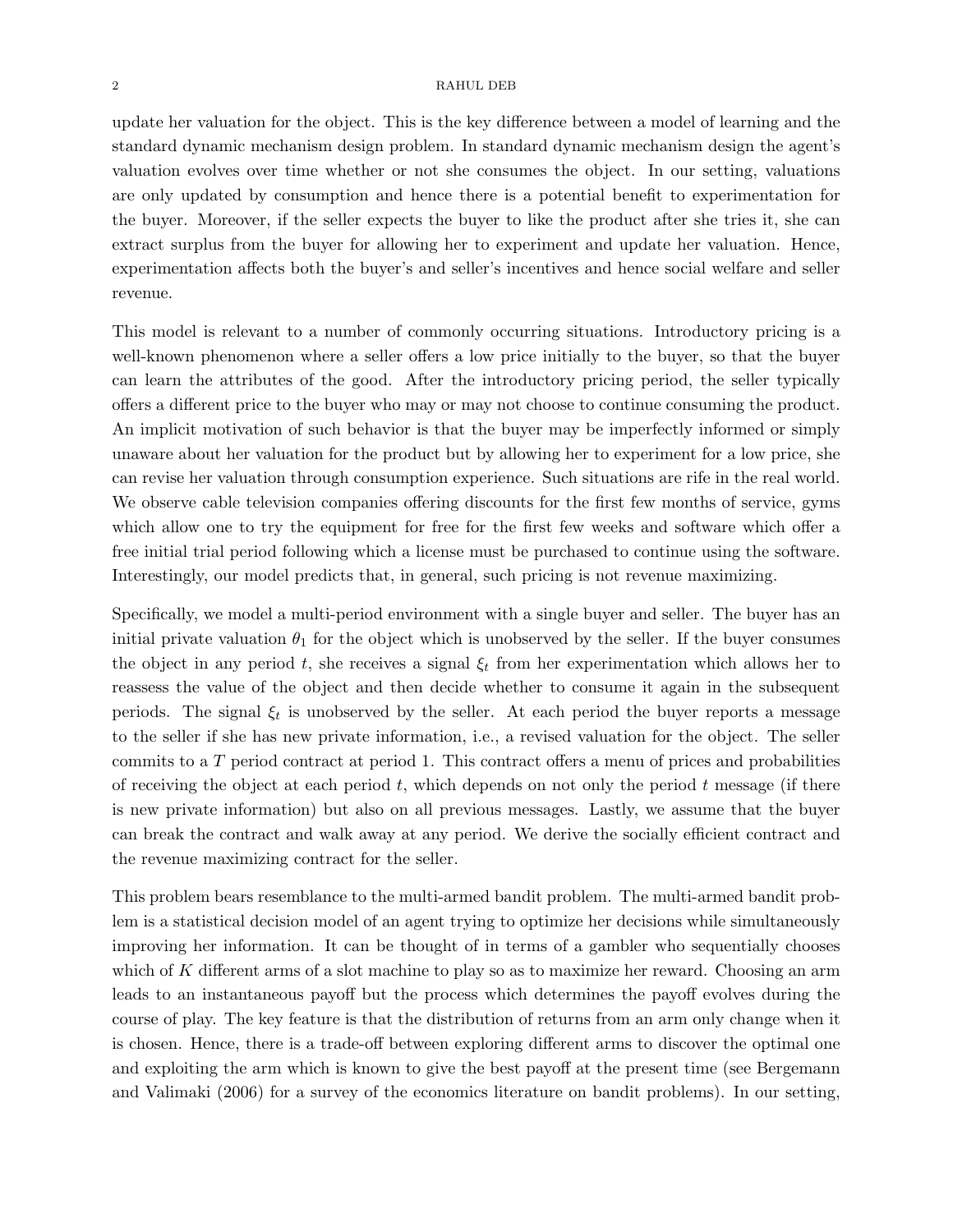update her valuation for the object. This is the key difference between a model of learning and the standard dynamic mechanism design problem. In standard dynamic mechanism design the agent's valuation evolves over time whether or not she consumes the object. In our setting, valuations are only updated by consumption and hence there is a potential benefit to experimentation for the buyer. Moreover, if the seller expects the buyer to like the product after she tries it, she can extract surplus from the buyer for allowing her to experiment and update her valuation. Hence, experimentation affects both the buyer's and seller's incentives and hence social welfare and seller revenue.

This model is relevant to a number of commonly occurring situations. Introductory pricing is a well-known phenomenon where a seller offers a low price initially to the buyer, so that the buyer can learn the attributes of the good. After the introductory pricing period, the seller typically offers a different price to the buyer who may or may not choose to continue consuming the product. An implicit motivation of such behavior is that the buyer may be imperfectly informed or simply unaware about her valuation for the product but by allowing her to experiment for a low price, she can revise her valuation through consumption experience. Such situations are rife in the real world. We observe cable television companies offering discounts for the first few months of service, gyms which allow one to try the equipment for free for the first few weeks and software which offer a free initial trial period following which a license must be purchased to continue using the software. Interestingly, our model predicts that, in general, such pricing is not revenue maximizing.

Specifically, we model a multi-period environment with a single buyer and seller. The buyer has an initial private valuation $\theta_1$ for the object which is unobserved by the seller. If the buyer consumes the object in any period $t$, she receives a signal $\xi_t$ from her experimentation which allows her to reassess the value of the object and then decide whether to consume it again in the subsequent periods. The signal $\xi_t$ is unobserved by the seller. At each period the buyer reports a message to the seller if she has new private information, i.e., a revised valuation for the object. The seller commits to a $T$ period contract at period 1. This contract offers a menu of prices and probabilities of receiving the object at each period $t$, which depends on not only the period $t$ message (if there is new private information) but also on all previous messages. Lastly, we assume that the buyer can break the contract and walk away at any period. We derive the socially efficient contract and the revenue maximizing contract for the seller.

This problem bears resemblance to the multi-armed bandit problem. The multi-armed bandit problem is a statistical decision model of an agent trying to optimize her decisions while simultaneously improving her information. It can be thought of in terms of a gambler who sequentially chooses which of $K$ different arms of a slot machine to play so as to maximize her reward. Choosing an arm leads to an instantaneous payoff but the process which determines the payoff evolves during the course of play. The key feature is that the distribution of returns from an arm only change when it is chosen. Hence, there is a trade-off between exploring different arms to discover the optimal one and exploiting the arm which is known to give the best payoff at the present time (see Bergemann and Valimaki (2006) for a survey of the economics literature on bandit problems). In our setting,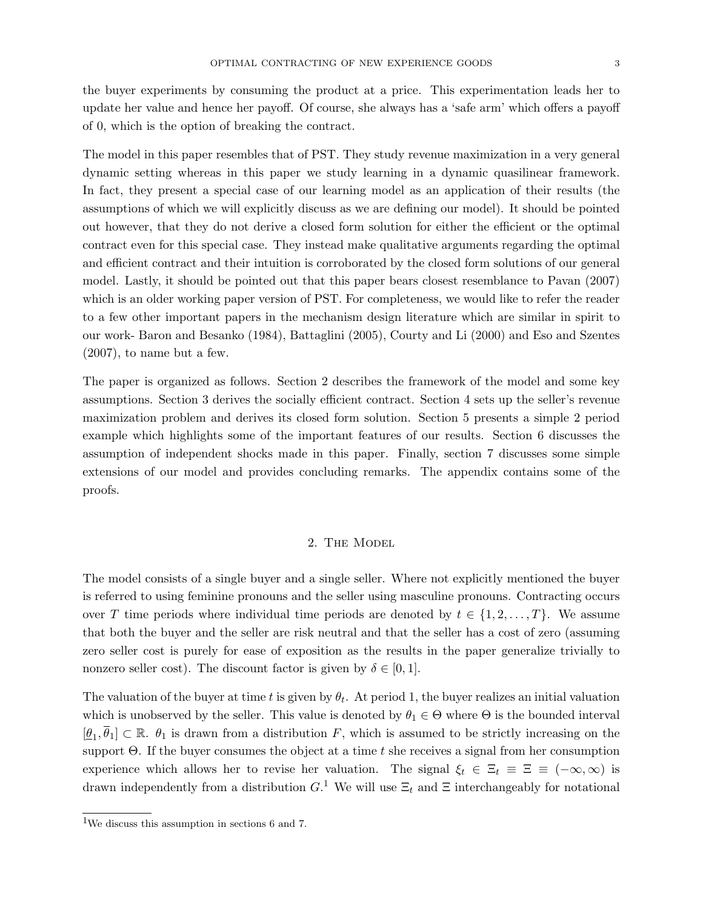the buyer experiments by consuming the product at a price. This experimentation leads her to update her value and hence her payoff. Of course, she always has a 'safe arm' which offers a payoff of 0, which is the option of breaking the contract.

The model in this paper resembles that of PST. They study revenue maximization in a very general dynamic setting whereas in this paper we study learning in a dynamic quasilinear framework. In fact, they present a special case of our learning model as an application of their results (the assumptions of which we will explicitly discuss as we are defining our model). It should be pointed out however, that they do not derive a closed form solution for either the efficient or the optimal contract even for this special case. They instead make qualitative arguments regarding the optimal and efficient contract and their intuition is corroborated by the closed form solutions of our general model. Lastly, it should be pointed out that this paper bears closest resemblance to Pavan (2007) which is an older working paper version of PST. For completeness, we would like to refer the reader to a few other important papers in the mechanism design literature which are similar in spirit to our work- Baron and Besanko (1984), Battaglini (2005), Courty and Li (2000) and Eso and Szentes (2007), to name but a few.

The paper is organized as follows. Section 2 describes the framework of the model and some key assumptions. Section 3 derives the socially efficient contract. Section 4 sets up the seller's revenue maximization problem and derives its closed form solution. Section 5 presents a simple 2 period example which highlights some of the important features of our results. Section 6 discusses the assumption of independent shocks made in this paper. Finally, section 7 discusses some simple extensions of our model and provides concluding remarks. The appendix contains some of the proofs.

## 2. The Model

The model consists of a single buyer and a single seller. Where not explicitly mentioned the buyer is referred to using feminine pronouns and the seller using masculine pronouns. Contracting occurs over $T$ time periods where individual time periods are denoted by $t \in \{1, 2, \dots, T\}$. We assume that both the buyer and the seller are risk neutral and that the seller has a cost of zero (assuming zero seller cost is purely for ease of exposition as the results in the paper generalize trivially to nonzero seller cost). The discount factor is given by $\delta \in [0, 1]$.

The valuation of the buyer at time $t$ is given by $\theta_t$. At period 1, the buyer realizes an initial valuation which is unobserved by the seller. This value is denoted by $\theta_1 \in \Theta$ where $\Theta$ is the bounded interval $[\underline{\theta}_1, \overline{\theta}_1] \subset \mathbb{R}$. $\theta_1$ is drawn from a distribution $F$, which is assumed to be strictly increasing on the support $\Theta$. If the buyer consumes the object at a time $t$ she receives a signal from her consumption experience which allows her to revise her valuation. The signal $\xi_t \in \Xi_t \equiv \Xi \equiv (-\infty, \infty)$ is drawn independently from a distribution $G$.[1] We will use $\Xi_t$ and $\Xi$ interchangeably for notational

[1]We discuss this assumption in sections 6 and 7.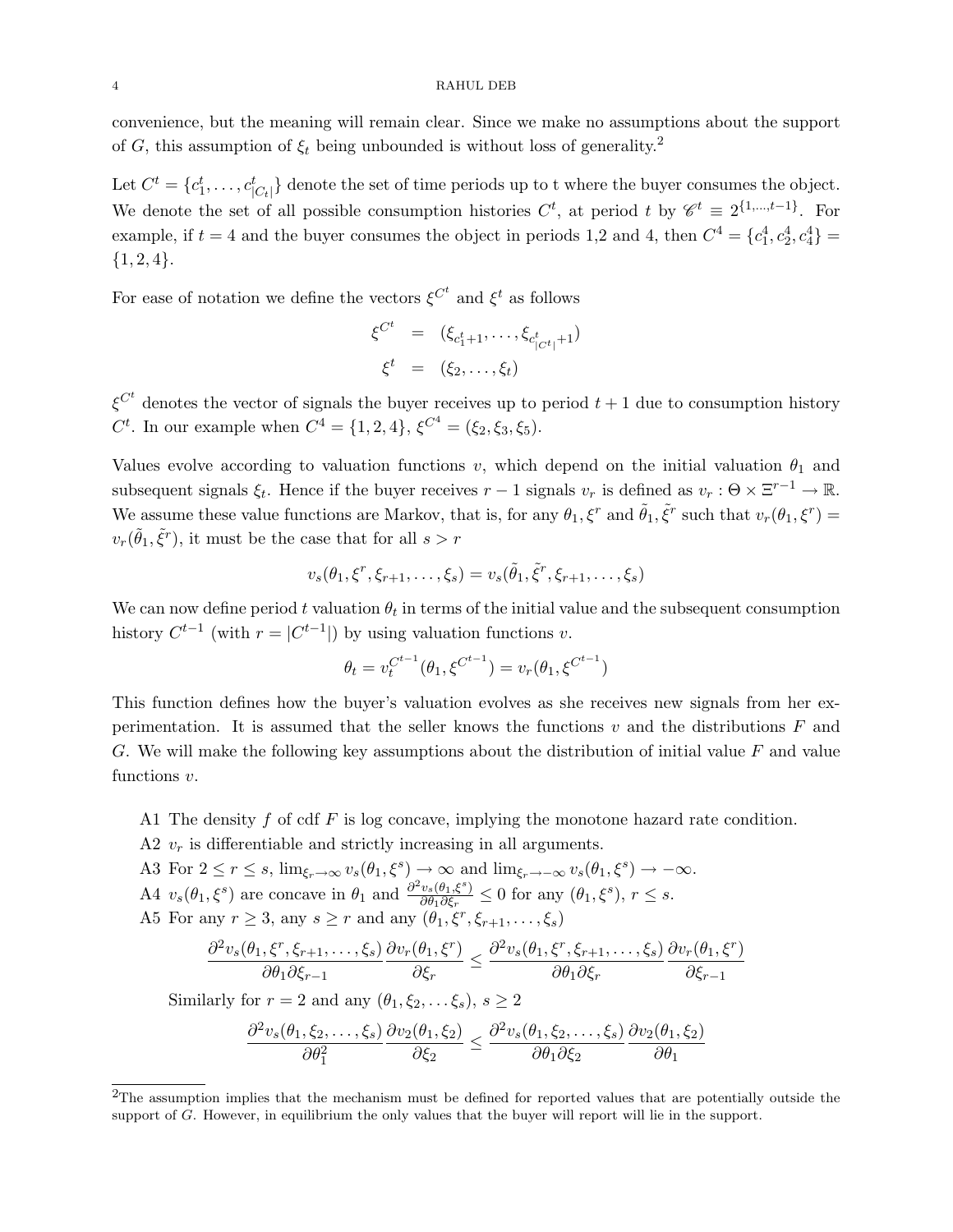convenience, but the meaning will remain clear. Since we make no assumptions about the support of $G$, this assumption of $\xi_t$ being unbounded is without loss of generality.[2]

Let $C^t = \{c_1^t, \ldots, c_{|C_t|}^t\}$ denote the set of time periods up to t where the buyer consumes the object. We denote the set of all possible consumption histories $C^t$, at period $t$ by $\mathscr{C}^t \equiv 2^{\{1,\ldots,t-1\}}$. For example, if $t = 4$ and the buyer consumes the object in periods 1,2 and 4, then $C^4 = \{c_1^4, c_2^4, c_4^4\} = \{1, 2, 4\}$.

For ease of notation we define the vectors $\xi^{C^t}$ and $\xi^t$ as follows

$$
\begin{aligned}
\xi^{C^t} &= (\xi_{c_1^t+1}, \ldots, \xi_{c_{|C^t|}^t+1}) \\
\xi^t &= (\xi_2, \ldots, \xi_t)
\end{aligned}
$$

$\xi^{C^t}$ denotes the vector of signals the buyer receives up to period $t+1$ due to consumption history $C^t$. In our example when $C^4 = \{1, 2, 4\}$, $\xi^{C^4} = (\xi_2, \xi_3, \xi_5)$.

Values evolve according to valuation functions $v$, which depend on the initial valuation $\theta_1$ and subsequent signals $\xi_t$. Hence if the buyer receives $r-1$ signals $v_r$ is defined as $v_r : \Theta \times \Xi^{r-1} \to \mathbb{R}$. We assume these value functions are Markov, that is, for any $\theta_1, \xi^r$ and $\tilde{\theta}_1, \tilde{\xi}^r$ such that $v_r(\theta_1, \xi^r) = v_r(\tilde{\theta}_1, \tilde{\xi}^r)$, it must be the case that for all $s > r$

$$
v_s(\theta_1, \xi^r, \xi_{r+1}, \ldots, \xi_s) = v_s(\tilde{\theta}_1, \tilde{\xi}^r, \xi_{r+1}, \ldots, \xi_s)
$$

We can now define period $t$ valuation $\theta_t$ in terms of the initial value and the subsequent consumption history $C^{t-1}$ (with $r = |C^{t-1}|$) by using valuation functions $v$.

$$
\theta_t = v_t^{C^{t-1}}(\theta_1, \xi^{C^{t-1}}) = v_r(\theta_1, \xi^{C^{t-1}})
$$

This function defines how the buyer's valuation evolves as she receives new signals from her experimentation. It is assumed that the seller knows the functions $v$ and the distributions $F$ and $G$. We will make the following key assumptions about the distribution of initial value $F$ and value functions $v$.

- A1 The density $f$ of cdf $F$ is log concave, implying the monotone hazard rate condition.
- A2 $v_r$ is differentiable and strictly increasing in all arguments.
- A3 For $2 \leq r \leq s$, $\lim_{\xi_r \to \infty} v_s(\theta_1, \xi^s) \to \infty$ and $\lim_{\xi_r \to -\infty} v_s(\theta_1, \xi^s) \to -\infty$.
- A4 $v_s(\theta_1, \xi^s)$ are concave in $\theta_1$ and $\frac{\partial^2 v_s(\theta_1, \xi^s)}{\partial \theta_1 \partial \xi_r} \leq 0$ for any $(\theta_1, \xi^s)$, $r \leq s$.
- A5 For any $r \geq 3$, any $s \geq r$ and any $(\theta_1, \xi^r, \xi_{r+1}, \ldots, \xi_s)$

$$
\frac{\partial^2 v_s(\theta_1, \xi^r, \xi_{r+1}, \ldots, \xi_s)}{\partial \theta_1 \partial \xi_{r-1}} \frac{\partial v_r(\theta_1, \xi^r)}{\partial \xi_r} \leq \frac{\partial^2 v_s(\theta_1, \xi^r, \xi_{r+1}, \ldots, \xi_s)}{\partial \theta_1 \partial \xi_r} \frac{\partial v_r(\theta_1, \xi^r)}{\partial \xi_{r-1}}
$$

  Similarly for $r = 2$ and any $(\theta_1, \xi_2, \ldots \xi_s)$, $s \geq 2$

$$
\frac{\partial^2 v_s(\theta_1, \xi_2, \ldots, \xi_s)}{\partial \theta_1^2} \frac{\partial v_2(\theta_1, \xi_2)}{\partial \xi_2} \leq \frac{\partial^2 v_s(\theta_1, \xi_2, \ldots, \xi_s)}{\partial \theta_1 \partial \xi_2} \frac{\partial v_2(\theta_1, \xi_2)}{\partial \theta_1}
$$

[2]The assumption implies that the mechanism must be defined for reported values that are potentially outside the support of $G$. However, in equilibrium the only values that the buyer will report will lie in the support.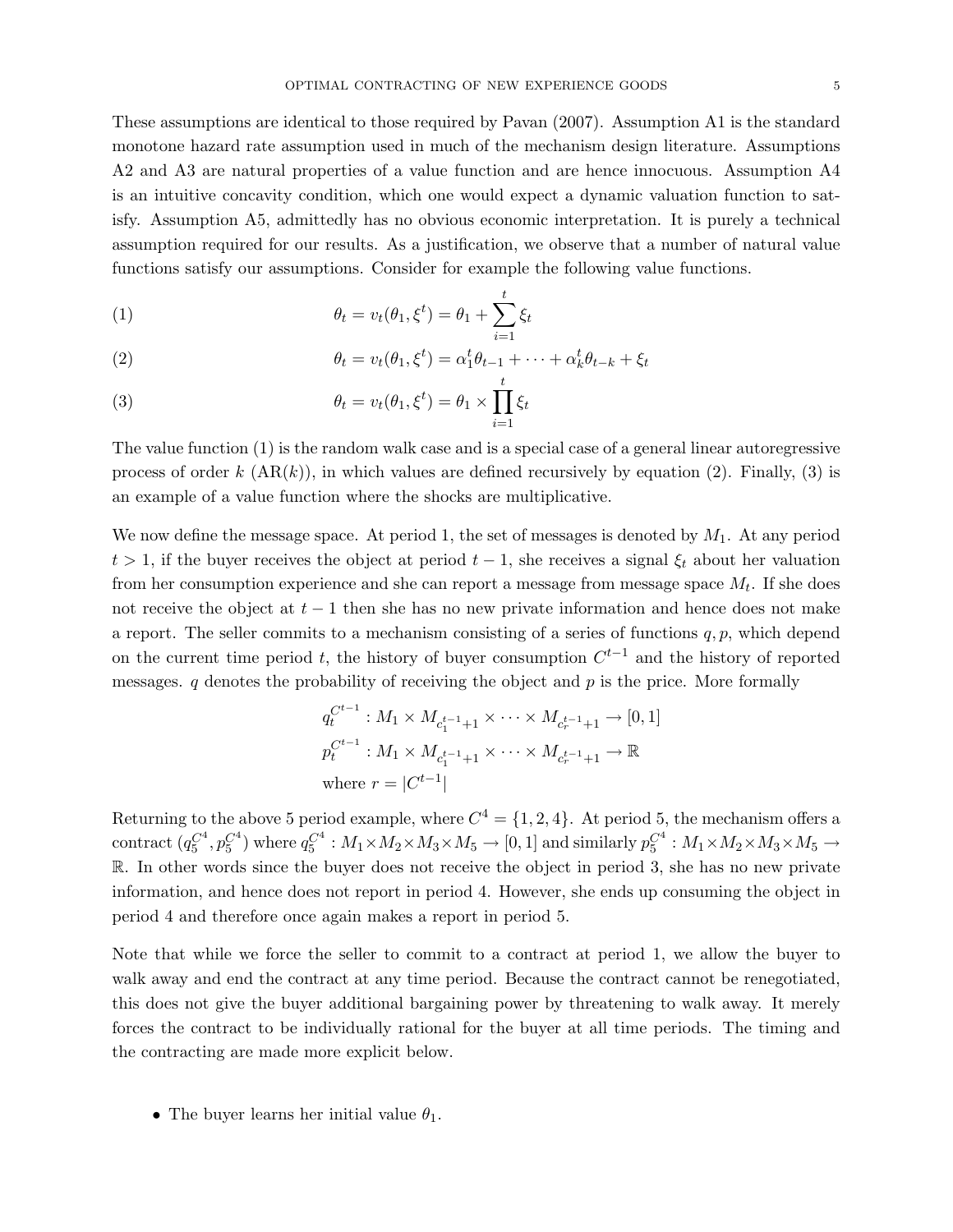These assumptions are identical to those required by Pavan (2007). Assumption A1 is the standard monotone hazard rate assumption used in much of the mechanism design literature. Assumptions A2 and A3 are natural properties of a value function and are hence innocuous. Assumption A4 is an intuitive concavity condition, which one would expect a dynamic valuation function to satisfy. Assumption A5, admittedly has no obvious economic interpretation. It is purely a technical assumption required for our results. As a justification, we observe that a number of natural value functions satisfy our assumptions. Consider for example the following value functions.

$$\theta_t = v_t(\theta_1, \xi^t) = \theta_1 + \sum_{i=1}^{t} \xi_t \tag{1}$$

$$\theta_t = v_t(\theta_1, \xi^t) = \alpha_1^t \theta_{t-1} + \cdots + \alpha_k^t \theta_{t-k} + \xi_t \tag{2}$$

$$\theta_t = v_t(\theta_1, \xi^t) = \theta_1 \times \prod_{i=1}^{t} \xi_t \tag{3}$$

The value function (1) is the random walk case and is a special case of a general linear autoregressive process of order $k$ (AR($k$)), in which values are defined recursively by equation (2). Finally, (3) is an example of a value function where the shocks are multiplicative.

We now define the message space. At period 1, the set of messages is denoted by $M_1$. At any period $t > 1$, if the buyer receives the object at period $t-1$, she receives a signal $\xi_t$ about her valuation from her consumption experience and she can report a message from message space $M_t$. If she does not receive the object at $t-1$ then she has no new private information and hence does not make a report. The seller commits to a mechanism consisting of a series of functions $q, p$, which depend on the current time period $t$, the history of buyer consumption $C^{t-1}$ and the history of reported messages. $q$ denotes the probability of receiving the object and $p$ is the price. More formally

$$q_t^{C^{t-1}} : M_1 \times M_{c_1^{t-1}+1} \times \cdots \times M_{c_r^{t-1}+1} \to [0,1]$$

$$p_t^{C^{t-1}} : M_1 \times M_{c_1^{t-1}+1} \times \cdots \times M_{c_r^{t-1}+1} \to \mathbb{R}$$

$$\text{where } r = |C^{t-1}|$$

Returning to the above 5 period example, where $C^4 = \{1, 2, 4\}$. At period 5, the mechanism offers a contract $(q_5^{C^4}, p_5^{C^4})$ where $q_5^{C^4} : M_1 \times M_2 \times M_3 \times M_5 \to [0,1]$ and similarly $p_5^{C^4} : M_1 \times M_2 \times M_3 \times M_5 \to \mathbb{R}$. In other words since the buyer does not receive the object in period 3, she has no new private information, and hence does not report in period 4. However, she ends up consuming the object in period 4 and therefore once again makes a report in period 5.

Note that while we force the seller to commit to a contract at period 1, we allow the buyer to walk away and end the contract at any time period. Because the contract cannot be renegotiated, this does not give the buyer additional bargaining power by threatening to walk away. It merely forces the contract to be individually rational for the buyer at all time periods. The timing and the contracting are made more explicit below.

- The buyer learns her initial value $\theta_1$.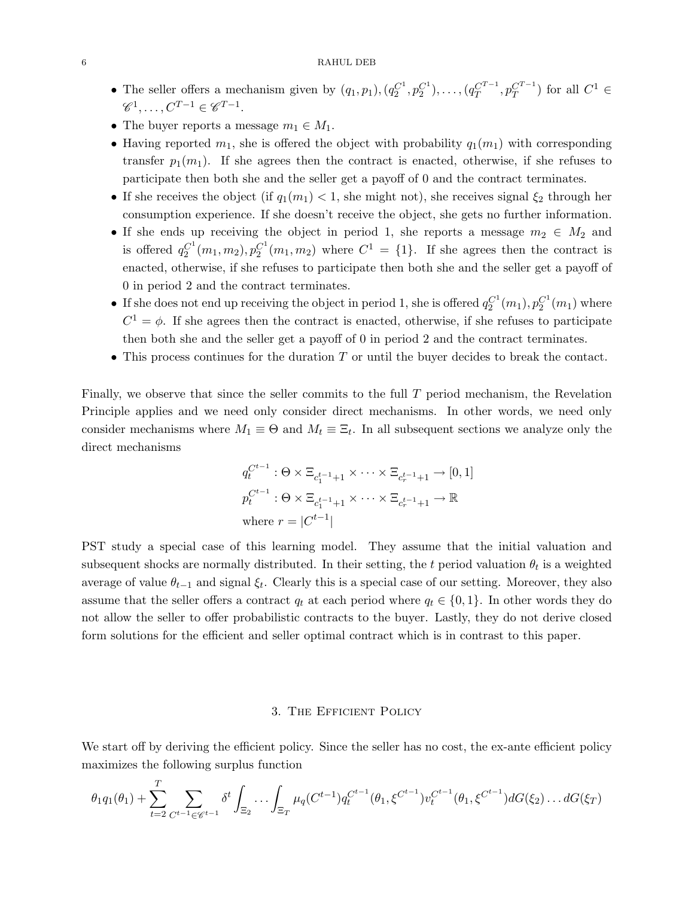- The seller offers a mechanism given by $(q_1, p_1), (q_2^{C^1}, p_2^{C^1}), \ldots, (q_T^{C^{T-1}}, p_T^{C^{T-1}})$ for all $C^1 \in \mathscr{C}^1, \ldots, C^{T-1} \in \mathscr{C}^{T-1}$.
- The buyer reports a message $m_1 \in M_1$.
- Having reported $m_1$, she is offered the object with probability $q_1(m_1)$ with corresponding transfer $p_1(m_1)$. If she agrees then the contract is enacted, otherwise, if she refuses to participate then both she and the seller get a payoff of 0 and the contract terminates.
- If she receives the object (if $q_1(m_1) < 1$, she might not), she receives signal $\xi_2$ through her consumption experience. If she doesn't receive the object, she gets no further information.
- If she ends up receiving the object in period 1, she reports a message $m_2 \in M_2$ and is offered $q_2^{C^1}(m_1, m_2), p_2^{C^1}(m_1, m_2)$ where $C^1 = \{1\}$. If she agrees then the contract is enacted, otherwise, if she refuses to participate then both she and the seller get a payoff of 0 in period 2 and the contract terminates.
- If she does not end up receiving the object in period 1, she is offered $q_2^{C^1}(m_1), p_2^{C^1}(m_1)$ where $C^1 = \phi$. If she agrees then the contract is enacted, otherwise, if she refuses to participate then both she and the seller get a payoff of 0 in period 2 and the contract terminates.
- This process continues for the duration $T$ or until the buyer decides to break the contact.

Finally, we observe that since the seller commits to the full $T$ period mechanism, the Revelation Principle applies and we need only consider direct mechanisms. In other words, we need only consider mechanisms where $M_1 \equiv \Theta$ and $M_t \equiv \Xi_t$. In all subsequent sections we analyze only the direct mechanisms

$$
\begin{aligned}
q_t^{C^{t-1}} &: \Theta \times \Xi_{c_1^{t-1}+1} \times \cdots \times \Xi_{c_r^{t-1}+1} \to [0,1] \\
p_t^{C^{t-1}} &: \Theta \times \Xi_{c_1^{t-1}+1} \times \cdots \times \Xi_{c_r^{t-1}+1} \to \mathbb{R} \\
&\text{where } r = |C^{t-1}|
\end{aligned}
$$

PST study a special case of this learning model. They assume that the initial valuation and subsequent shocks are normally distributed. In their setting, the $t$ period valuation $\theta_t$ is a weighted average of value $\theta_{t-1}$ and signal $\xi_t$. Clearly this is a special case of our setting. Moreover, they also assume that the seller offers a contract $q_t$ at each period where $q_t \in \{0, 1\}$. In other words they do not allow the seller to offer probabilistic contracts to the buyer. Lastly, they do not derive closed form solutions for the efficient and seller optimal contract which is in contrast to this paper.

## 3. The Efficient Policy

We start off by deriving the efficient policy. Since the seller has no cost, the ex-ante efficient policy maximizes the following surplus function

$$
\theta_1 q_1(\theta_1) + \sum_{t=2}^{T} \sum_{C^{t-1} \in \mathscr{C}^{t-1}} \delta^t \int_{\Xi_2} \cdots \int_{\Xi_T} \mu_q(C^{t-1}) q_t^{C^{t-1}}(\theta_1, \xi^{C^{t-1}}) v_t^{C^{t-1}}(\theta_1, \xi^{C^{t-1}}) dG(\xi_2) \ldots dG(\xi_T)
$$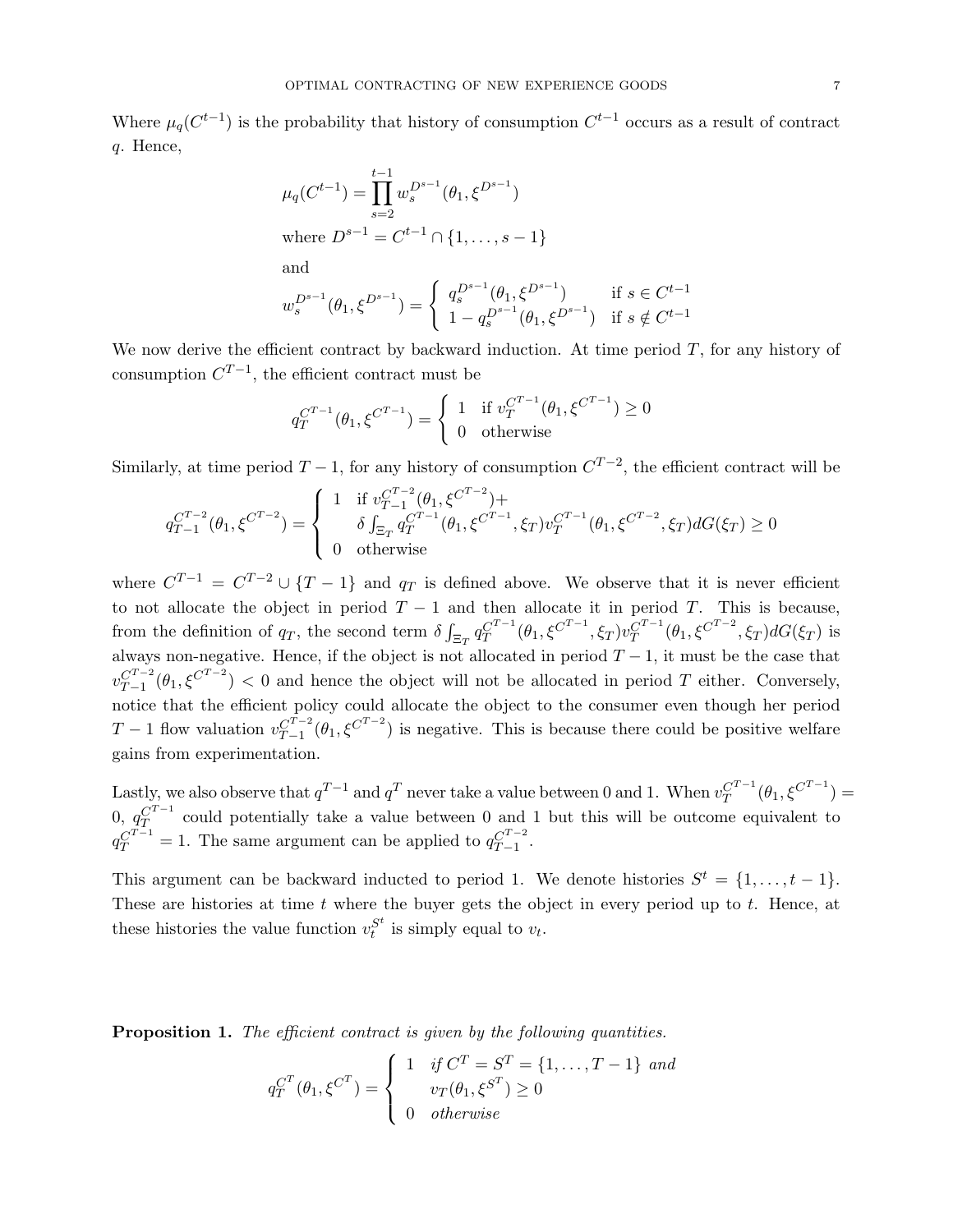Where $\mu_q(C^{t-1})$ is the probability that history of consumption $C^{t-1}$ occurs as a result of contract $q$. Hence,

$$\mu_q(C^{t-1}) = \prod_{s=2}^{t-1} w_s^{D^{s-1}}(\theta_1, \xi^{D^{s-1}})$$

$$\text{where } D^{s-1} = C^{t-1} \cap \{1, \ldots, s-1\}$$

$$\text{and}$$

$$w_s^{D^{s-1}}(\theta_1, \xi^{D^{s-1}}) = \begin{cases} q_s^{D^{s-1}}(\theta_1, \xi^{D^{s-1}}) & \text{if } s \in C^{t-1} \\ 1 - q_s^{D^{s-1}}(\theta_1, \xi^{D^{s-1}}) & \text{if } s \notin C^{t-1} \end{cases}$$

We now derive the efficient contract by backward induction. At time period $T$, for any history of consumption $C^{T-1}$, the efficient contract must be

$$q_T^{C^{T-1}}(\theta_1, \xi^{C^{T-1}}) = \begin{cases} 1 & \text{if } v_T^{C^{T-1}}(\theta_1, \xi^{C^{T-1}}) \geq 0 \\ 0 & \text{otherwise} \end{cases}$$

Similarly, at time period $T-1$, for any history of consumption $C^{T-2}$, the efficient contract will be

$$q_{T-1}^{C^{T-2}}(\theta_1, \xi^{C^{T-2}}) = \begin{cases} 1 & \text{if } v_{T-1}^{C^{T-2}}(\theta_1, \xi^{C^{T-2}}) + \\ & \quad \delta \int_{\Xi_T} q_T^{C^{T-1}}(\theta_1, \xi^{C^{T-1}}, \xi_T) v_T^{C^{T-1}}(\theta_1, \xi^{C^{T-2}}, \xi_T) dG(\xi_T) \geq 0 \\ 0 & \text{otherwise} \end{cases}$$

where $C^{T-1} = C^{T-2} \cup \{T-1\}$ and $q_T$ is defined above. We observe that it is never efficient to not allocate the object in period $T-1$ and then allocate it in period $T$. This is because, from the definition of $q_T$, the second term $\delta \int_{\Xi_T} q_T^{C^{T-1}}(\theta_1, \xi^{C^{T-1}}, \xi_T) v_T^{C^{T-1}}(\theta_1, \xi^{C^{T-2}}, \xi_T) dG(\xi_T)$ is always non-negative. Hence, if the object is not allocated in period $T-1$, it must be the case that $v_{T-1}^{C^{T-2}}(\theta_1, \xi^{C^{T-2}}) < 0$ and hence the object will not be allocated in period $T$ either. Conversely, notice that the efficient policy could allocate the object to the consumer even though her period $T-1$ flow valuation $v_{T-1}^{C^{T-2}}(\theta_1, \xi^{C^{T-2}})$ is negative. This is because there could be positive welfare gains from experimentation.

Lastly, we also observe that $q^{T-1}$ and $q^T$ never take a value between 0 and 1. When $v_T^{C^{T-1}}(\theta_1, \xi^{C^{T-1}}) = 0$, $q_T^{C^{T-1}}$ could potentially take a value between 0 and 1 but this will be outcome equivalent to $q_T^{C^{T-1}} = 1$. The same argument can be applied to $q_{T-1}^{C^{T-2}}$.

This argument can be backward inducted to period 1. We denote histories $S^t = \{1, \ldots, t-1\}$. These are histories at time $t$ where the buyer gets the object in every period up to $t$. Hence, at these histories the value function $v_t^{S^t}$ is simply equal to $v_t$.

**Proposition 1.** *The efficient contract is given by the following quantities.*

$$q_T^{C^T}(\theta_1, \xi^{C^T}) = \begin{cases} 1 & \text{if } C^T = S^T = \{1, \ldots, T-1\} \text{ and} \\ & \quad v_T(\theta_1, \xi^{S^T}) \geq 0 \\ 0 & \text{otherwise} \end{cases}$$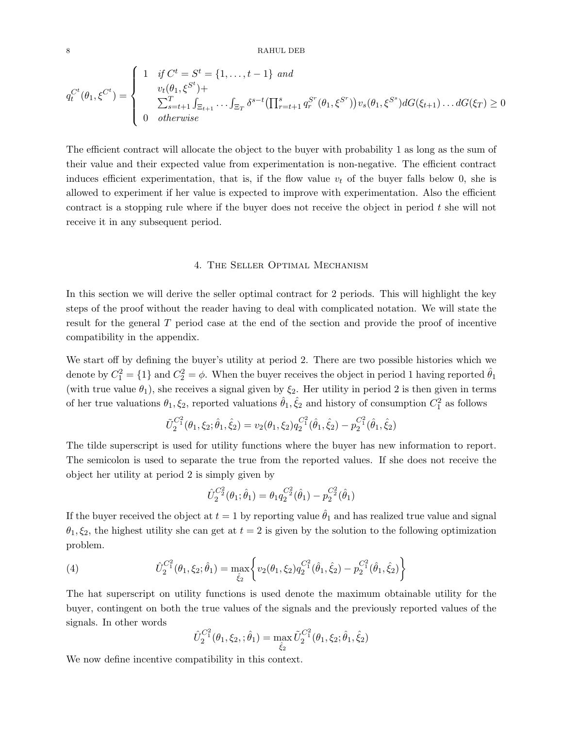$$
q_t^{C^t}(\theta_1, \xi^{C^t}) = \begin{cases} 1 & \textit{if } C^t = S^t = \{1, \ldots, t-1\} \textit{ and} \\ & v_t(\theta_1, \xi^{S^t}) + \\ & \sum_{s=t+1}^{T} \int_{\Xi_{t+1}} \cdots \int_{\Xi_T} \delta^{s-t} \big(\prod_{r=t+1}^{s} q_r^{S^r}(\theta_1, \xi^{S^r})\big) v_s(\theta_1, \xi^{S^s}) dG(\xi_{t+1}) \ldots dG(\xi_T) \geq 0 \\ 0 & \textit{otherwise} \end{cases}
$$

The efficient contract will allocate the object to the buyer with probability 1 as long as the sum of their value and their expected value from experimentation is non-negative. The efficient contract induces efficient experimentation, that is, if the flow value $v_t$ of the buyer falls below 0, she is allowed to experiment if her value is expected to improve with experimentation. Also the efficient contract is a stopping rule where if the buyer does not receive the object in period $t$ she will not receive it in any subsequent period.

## 4. The Seller Optimal Mechanism

In this section we will derive the seller optimal contract for 2 periods. This will highlight the key steps of the proof without the reader having to deal with complicated notation. We will state the result for the general $T$ period case at the end of the section and provide the proof of incentive compatibility in the appendix.

We start off by defining the buyer's utility at period 2. There are two possible histories which we denote by $C_1^2 = \{1\}$ and $C_2^2 = \phi$. When the buyer receives the object in period 1 having reported $\hat{\theta}_1$ (with true value $\theta_1$), she receives a signal given by $\xi_2$. Her utility in period 2 is then given in terms of her true valuations $\theta_1, \xi_2$, reported valuations $\hat{\theta}_1, \hat{\xi}_2$ and history of consumption $C_1^2$ as follows

$$
\tilde{U}_2^{C_1^2}(\theta_1, \xi_2; \hat{\theta}_1, \hat{\xi}_2) = v_2(\theta_1, \xi_2) q_2^{C_1^2}(\hat{\theta}_1, \hat{\xi}_2) - p_2^{C_1^2}(\hat{\theta}_1, \hat{\xi}_2)
$$

The tilde superscript is used for utility functions where the buyer has new information to report. The semicolon is used to separate the true from the reported values. If she does not receive the object her utility at period 2 is simply given by

$$
\hat{U}_2^{C_2^2}(\theta_1; \hat{\theta}_1) = \theta_1 q_2^{C_2^2}(\hat{\theta}_1) - p_2^{C_2^2}(\hat{\theta}_1)
$$

If the buyer received the object at $t = 1$ by reporting value $\hat{\theta}_1$ and has realized true value and signal $\theta_1, \xi_2$, the highest utility she can get at $t = 2$ is given by the solution to the following optimization problem.

$$
\hat{U}_2^{C_1^2}(\theta_1, \xi_2; \hat{\theta}_1) = \max_{\hat{\xi}_2} \left\{ v_2(\theta_1, \xi_2) q_2^{C_1^2}(\hat{\theta}_1, \hat{\xi}_2) - p_2^{C_1^2}(\hat{\theta}_1, \hat{\xi}_2) \right\} \tag{4}
$$

The hat superscript on utility functions is used denote the maximum obtainable utility for the buyer, contingent on both the true values of the signals and the previously reported values of the signals. In other words

$$
\hat{U}_2^{C_1^2}(\theta_1, \xi_2, ; \hat{\theta}_1) = \max_{\hat{\xi}_2} \tilde{U}_2^{C_1^2}(\theta_1, \xi_2; \hat{\theta}_1, \hat{\xi}_2)
$$

We now define incentive compatibility in this context.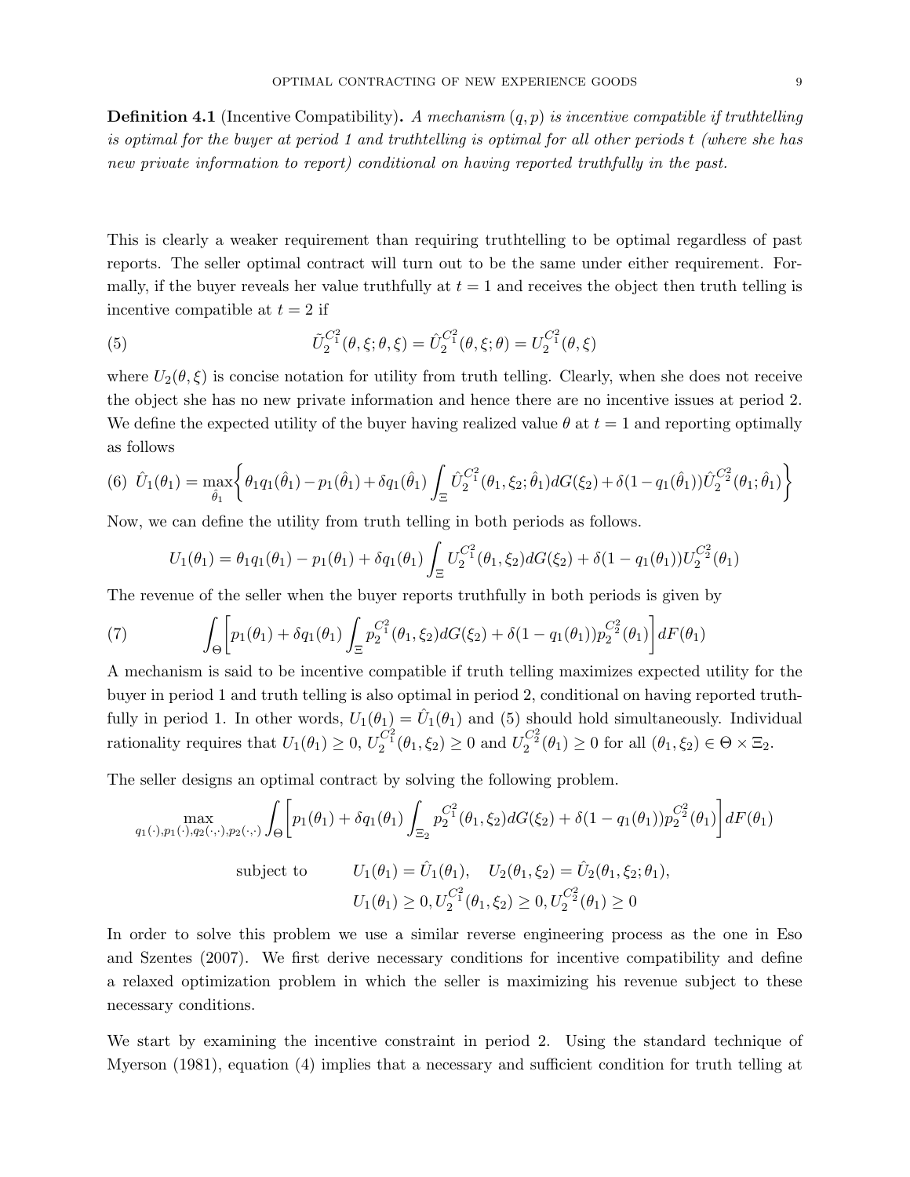**Definition 4.1** (Incentive Compatibility)**.** *A mechanism $(q, p)$ is incentive compatible if truthtelling is optimal for the buyer at period 1 and truthtelling is optimal for all other periods $t$ (where she has new private information to report) conditional on having reported truthfully in the past.*

This is clearly a weaker requirement than requiring truthtelling to be optimal regardless of past reports. The seller optimal contract will turn out to be the same under either requirement. Formally, if the buyer reveals her value truthfully at $t = 1$ and receives the object then truth telling is incentive compatible at $t = 2$ if

$$\tilde{U}_2^{C_1^2}(\theta, \xi; \theta, \xi) = \hat{U}_2^{C_1^2}(\theta, \xi; \theta) = U_2^{C_1^2}(\theta, \xi) \tag{5}$$

where $U_2(\theta, \xi)$ is concise notation for utility from truth telling. Clearly, when she does not receive the object she has no new private information and hence there are no incentive issues at period 2. We define the expected utility of the buyer having realized value $\theta$ at $t = 1$ and reporting optimally as follows

$$\hat{U}_1(\theta_1) = \max_{\hat{\theta}_1} \left\{ \theta_1 q_1(\hat{\theta}_1) - p_1(\hat{\theta}_1) + \delta q_1(\hat{\theta}_1) \int_{\Xi} \hat{U}_2^{C_1^2}(\theta_1, \xi_2; \hat{\theta}_1) dG(\xi_2) + \delta(1 - q_1(\hat{\theta}_1)) \hat{U}_2^{C_2^2}(\theta_1; \hat{\theta}_1) \right\} \tag{6}$$

Now, we can define the utility from truth telling in both periods as follows.

$$U_1(\theta_1) = \theta_1 q_1(\theta_1) - p_1(\theta_1) + \delta q_1(\theta_1) \int_{\Xi} U_2^{C_1^2}(\theta_1, \xi_2) dG(\xi_2) + \delta(1 - q_1(\theta_1)) U_2^{C_2^2}(\theta_1)$$

The revenue of the seller when the buyer reports truthfully in both periods is given by

$$\int_{\Theta} \left[ p_1(\theta_1) + \delta q_1(\theta_1) \int_{\Xi} p_2^{C_1^2}(\theta_1, \xi_2) dG(\xi_2) + \delta(1 - q_1(\theta_1)) p_2^{C_2^2}(\theta_1) \right] dF(\theta_1) \tag{7}$$

A mechanism is said to be incentive compatible if truth telling maximizes expected utility for the buyer in period 1 and truth telling is also optimal in period 2, conditional on having reported truthfully in period 1. In other words, $U_1(\theta_1) = \hat{U}_1(\theta_1)$ and (5) should hold simultaneously. Individual rationality requires that $U_1(\theta_1) \geq 0$, $U_2^{C_1^2}(\theta_1, \xi_2) \geq 0$ and $U_2^{C_2^2}(\theta_1) \geq 0$ for all $(\theta_1, \xi_2) \in \Theta \times \Xi_2$.

The seller designs an optimal contract by solving the following problem.

$$\max_{q_1(\cdot), p_1(\cdot), q_2(\cdot,\cdot), p_2(\cdot,\cdot)} \int_{\Theta} \left[ p_1(\theta_1) + \delta q_1(\theta_1) \int_{\Xi_2} p_2^{C_1^2}(\theta_1, \xi_2) dG(\xi_2) + \delta(1 - q_1(\theta_1)) p_2^{C_2^2}(\theta_1) \right] dF(\theta_1)$$

$$\text{subject to} \qquad U_1(\theta_1) = \hat{U}_1(\theta_1), \quad U_2(\theta_1, \xi_2) = \hat{U}_2(\theta_1, \xi_2; \theta_1),$$
$$U_1(\theta_1) \geq 0, U_2^{C_1^2}(\theta_1, \xi_2) \geq 0, U_2^{C_2^2}(\theta_1) \geq 0$$

In order to solve this problem we use a similar reverse engineering process as the one in Eso and Szentes (2007). We first derive necessary conditions for incentive compatibility and define a relaxed optimization problem in which the seller is maximizing his revenue subject to these necessary conditions.

We start by examining the incentive constraint in period 2. Using the standard technique of Myerson (1981), equation (4) implies that a necessary and sufficient condition for truth telling at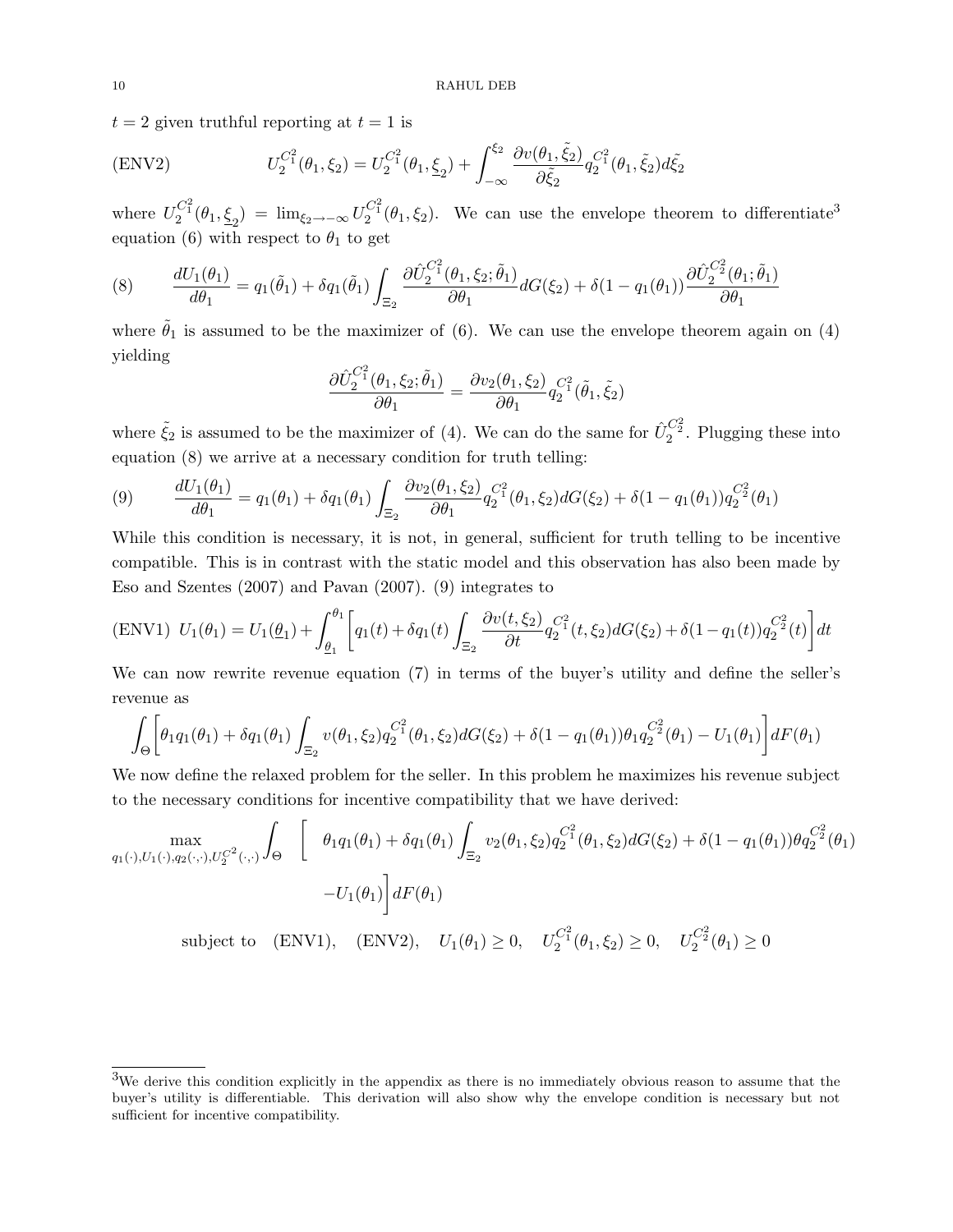$t = 2$ given truthful reporting at $t = 1$ is

$$U_2^{C_1^2}(\theta_1, \xi_2) = U_2^{C_1^2}(\theta_1, \underline{\xi}_2) + \int_{-\infty}^{\xi_2} \frac{\partial v(\theta_1, \tilde{\xi}_2)}{\partial \tilde{\xi}_2} q_2^{C_1^2}(\theta_1, \tilde{\xi}_2) d\tilde{\xi}_2 \tag{ENV2}$$

where $U_2^{C_1^2}(\theta_1, \underline{\xi}_2) = \lim_{\xi_2 \to -\infty} U_2^{C_1^2}(\theta_1, \xi_2)$. We can use the envelope theorem to differentiate[3] equation (6) with respect to $\theta_1$ to get

$$\frac{dU_1(\theta_1)}{d\theta_1} = q_1(\tilde{\theta}_1) + \delta q_1(\tilde{\theta}_1) \int_{\Xi_2} \frac{\partial \hat{U}_2^{C_1^2}(\theta_1, \xi_2; \tilde{\theta}_1)}{\partial \theta_1} dG(\xi_2) + \delta(1 - q_1(\theta_1)) \frac{\partial \hat{U}_2^{C_2^2}(\theta_1; \tilde{\theta}_1)}{\partial \theta_1} \tag{8}$$

where $\tilde{\theta}_1$ is assumed to be the maximizer of (6). We can use the envelope theorem again on (4) yielding

$$\frac{\partial \hat{U}_2^{C_1^2}(\theta_1, \xi_2; \tilde{\theta}_1)}{\partial \theta_1} = \frac{\partial v_2(\theta_1, \xi_2)}{\partial \theta_1} q_2^{C_1^2}(\tilde{\theta}_1, \tilde{\xi}_2)$$

where $\tilde{\xi}_2$ is assumed to be the maximizer of (4). We can do the same for $\hat{U}_2^{C_2^2}$. Plugging these into equation (8) we arrive at a necessary condition for truth telling:

$$\frac{dU_1(\theta_1)}{d\theta_1} = q_1(\theta_1) + \delta q_1(\theta_1) \int_{\Xi_2} \frac{\partial v_2(\theta_1, \xi_2)}{\partial \theta_1} q_2^{C_1^2}(\theta_1, \xi_2) dG(\xi_2) + \delta(1 - q_1(\theta_1)) q_2^{C_2^2}(\theta_1) \tag{9}$$

While this condition is necessary, it is not, in general, sufficient for truth telling to be incentive compatible. This is in contrast with the static model and this observation has also been made by Eso and Szentes (2007) and Pavan (2007). (9) integrates to

$$U_1(\theta_1) = U_1(\underline{\theta}_1) + \int_{\underline{\theta}_1}^{\theta_1} \left[ q_1(t) + \delta q_1(t) \int_{\Xi_2} \frac{\partial v(t, \xi_2)}{\partial t} q_2^{C_1^2}(t, \xi_2) dG(\xi_2) + \delta(1 - q_1(t)) q_2^{C_2^2}(t) \right] dt \tag{ENV1}$$

We can now rewrite revenue equation (7) in terms of the buyer's utility and define the seller's revenue as

$$\int_{\Theta} \left[ \theta_1 q_1(\theta_1) + \delta q_1(\theta_1) \int_{\Xi_2} v(\theta_1, \xi_2) q_2^{C_1^2}(\theta_1, \xi_2) dG(\xi_2) + \delta(1 - q_1(\theta_1)) \theta_1 q_2^{C_2^2}(\theta_1) - U_1(\theta_1) \right] dF(\theta_1)$$

We now define the relaxed problem for the seller. In this problem he maximizes his revenue subject to the necessary conditions for incentive compatibility that we have derived:

$$\max_{q_1(\cdot), U_1(\cdot), q_2(\cdot,\cdot), U_2^{C^2}(\cdot,\cdot)} \int_{\Theta} \Bigg[ \theta_1 q_1(\theta_1) + \delta q_1(\theta_1) \int_{\Xi_2} v_2(\theta_1, \xi_2) q_2^{C_1^2}(\theta_1, \xi_2) dG(\xi_2) + \delta(1 - q_1(\theta_1)) \theta q_2^{C_2^2}(\theta_1)$$

$$- U_1(\theta_1) \Bigg] dF(\theta_1)$$

$$\text{subject to} \quad (\text{ENV1}), \quad (\text{ENV2}), \quad U_1(\theta_1) \geq 0, \quad U_2^{C_1^2}(\theta_1, \xi_2) \geq 0, \quad U_2^{C_2^2}(\theta_1) \geq 0$$

---

[3] We derive this condition explicitly in the appendix as there is no immediately obvious reason to assume that the buyer's utility is differentiable. This derivation will also show why the envelope condition is necessary but not sufficient for incentive compatibility.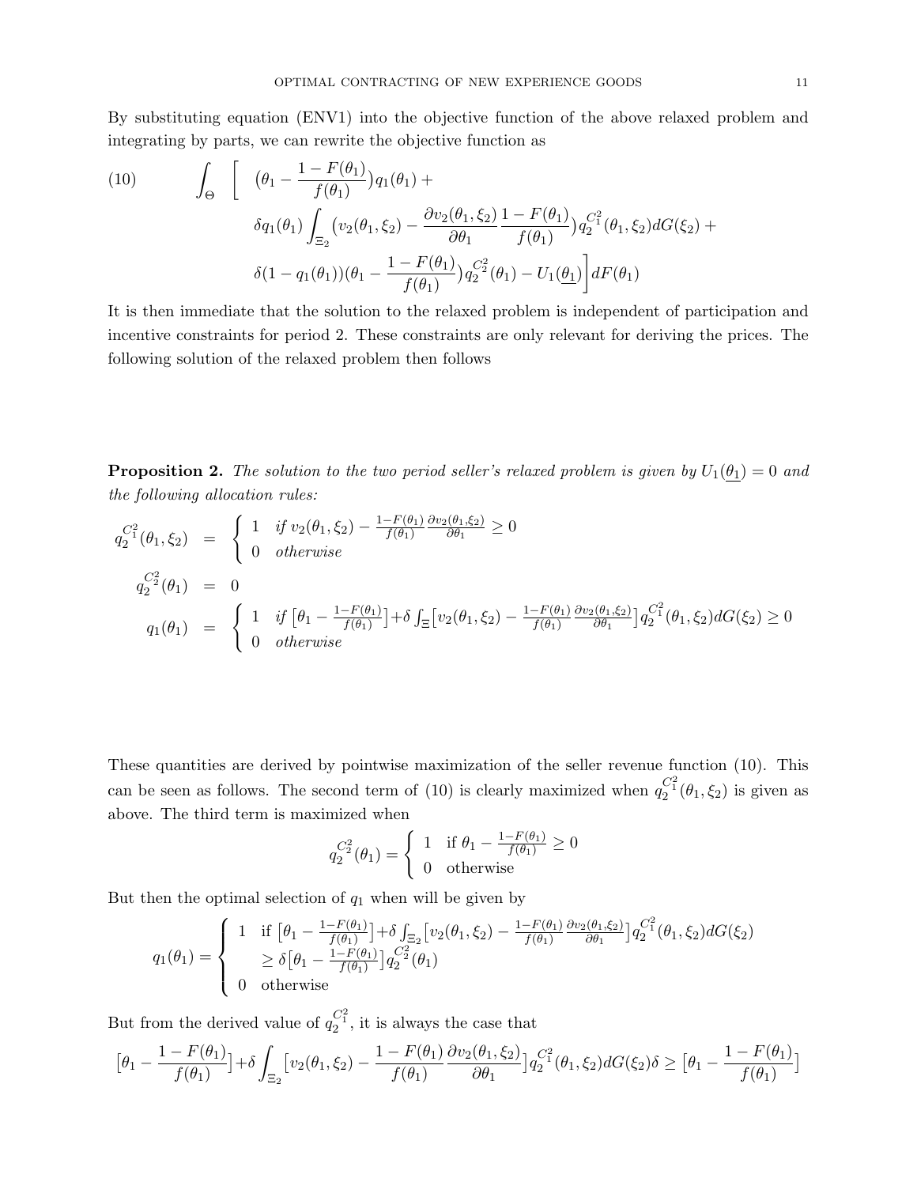By substituting equation (ENV1) into the objective function of the above relaxed problem and integrating by parts, we can rewrite the objective function as

$$
(10) \qquad \int_{\Theta} \Bigg[ \quad \big(\theta_1 - \frac{1-F(\theta_1)}{f(\theta_1)}\big) q_1(\theta_1) + \\
\delta q_1(\theta_1) \int_{\Xi_2} \big(v_2(\theta_1, \xi_2) - \frac{\partial v_2(\theta_1,\xi_2)}{\partial \theta_1} \frac{1-F(\theta_1)}{f(\theta_1)}\big) q_2^{C_1^2}(\theta_1, \xi_2) dG(\xi_2) + \\
\delta (1 - q_1(\theta_1)) (\theta_1 - \frac{1-F(\theta_1)}{f(\theta_1)}) q_2^{C_2^2}(\theta_1) - U_1(\underline{\theta_1}) \Bigg] dF(\theta_1)
$$

It is then immediate that the solution to the relaxed problem is independent of participation and incentive constraints for period 2. These constraints are only relevant for deriving the prices. The following solution of the relaxed problem then follows

**Proposition 2.** *The solution to the two period seller's relaxed problem is given by $U_1(\underline{\theta_1}) = 0$ and the following allocation rules:*

$$
\begin{aligned}
q_2^{C_1^2}(\theta_1, \xi_2) &= \begin{cases} 1 & \textit{if } v_2(\theta_1, \xi_2) - \frac{1-F(\theta_1)}{f(\theta_1)} \frac{\partial v_2(\theta_1,\xi_2)}{\partial \theta_1} \geq 0 \\ 0 & \textit{otherwise} \end{cases} \\
q_2^{C_2^2}(\theta_1) &= 0 \\
q_1(\theta_1) &= \begin{cases} 1 & \textit{if } \big[\theta_1 - \frac{1-F(\theta_1)}{f(\theta_1)}\big] + \delta \int_{\Xi} \big[v_2(\theta_1, \xi_2) - \frac{1-F(\theta_1)}{f(\theta_1)} \frac{\partial v_2(\theta_1,\xi_2)}{\partial \theta_1}\big] q_2^{C_1^2}(\theta_1, \xi_2) dG(\xi_2) \geq 0 \\ 0 & \textit{otherwise} \end{cases}
\end{aligned}
$$

These quantities are derived by pointwise maximization of the seller revenue function (10). This can be seen as follows. The second term of (10) is clearly maximized when $q_2^{C_1^2}(\theta_1, \xi_2)$ is given as above. The third term is maximized when

$$
q_2^{C_2^2}(\theta_1) = \begin{cases} 1 & \text{if } \theta_1 - \frac{1-F(\theta_1)}{f(\theta_1)} \geq 0 \\ 0 & \text{otherwise} \end{cases}
$$

But then the optimal selection of $q_1$ when will be given by

$$
q_1(\theta_1) = \begin{cases} 1 & \text{if } \big[\theta_1 - \frac{1-F(\theta_1)}{f(\theta_1)}\big] + \delta \int_{\Xi_2} \big[v_2(\theta_1, \xi_2) - \frac{1-F(\theta_1)}{f(\theta_1)} \frac{\partial v_2(\theta_1,\xi_2)}{\partial \theta_1}\big] q_2^{C_1^2}(\theta_1, \xi_2) dG(\xi_2) \\ \qquad \geq \delta \big[\theta_1 - \frac{1-F(\theta_1)}{f(\theta_1)}\big] q_2^{C_2^2}(\theta_1) \\ 0 & \text{otherwise} \end{cases}
$$

But from the derived value of $q_2^{C_1^2}$, it is always the case that

$$
\big[\theta_1 - \frac{1-F(\theta_1)}{f(\theta_1)}\big] + \delta \int_{\Xi_2} \big[v_2(\theta_1, \xi_2) - \frac{1-F(\theta_1)}{f(\theta_1)} \frac{\partial v_2(\theta_1,\xi_2)}{\partial \theta_1}\big] q_2^{C_1^2}(\theta_1, \xi_2) dG(\xi_2) \delta \geq \big[\theta_1 - \frac{1-F(\theta_1)}{f(\theta_1)}\big]
$$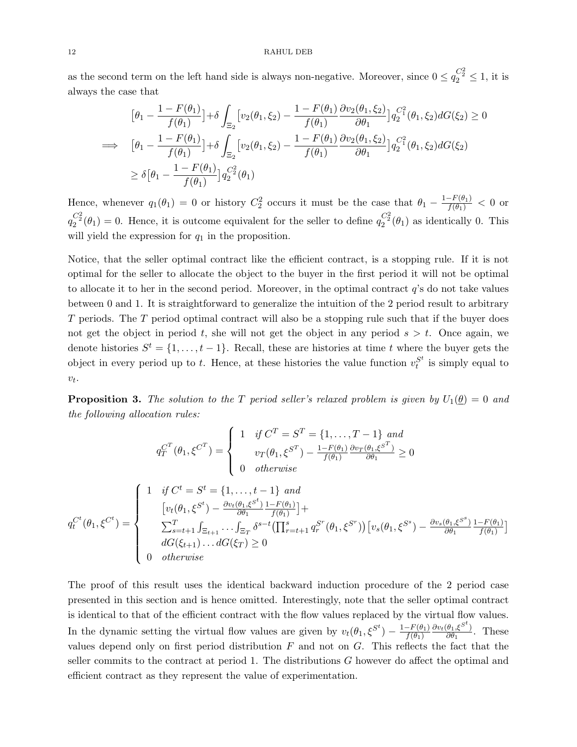as the second term on the left hand side is always non-negative. Moreover, since $0 \le q_2^{C_2^2} \le 1$, it is always the case that

$$
\begin{aligned}
&\big[\theta_1 - \frac{1-F(\theta_1)}{f(\theta_1)}\big] + \delta \int_{\Xi_2} \big[v_2(\theta_1,\xi_2) - \frac{1-F(\theta_1)}{f(\theta_1)} \frac{\partial v_2(\theta_1,\xi_2)}{\partial \theta_1}\big] q_2^{C_1^2}(\theta_1,\xi_2) dG(\xi_2) \ge 0 \\
\implies \quad &\big[\theta_1 - \frac{1-F(\theta_1)}{f(\theta_1)}\big] + \delta \int_{\Xi_2} \big[v_2(\theta_1,\xi_2) - \frac{1-F(\theta_1)}{f(\theta_1)} \frac{\partial v_2(\theta_1,\xi_2)}{\partial \theta_1}\big] q_2^{C_1^2}(\theta_1,\xi_2) dG(\xi_2) \\
&\ge \delta \big[\theta_1 - \frac{1-F(\theta_1)}{f(\theta_1)}\big] q_2^{C_2^2}(\theta_1)
\end{aligned}
$$

Hence, whenever $q_1(\theta_1) = 0$ or history $C_2^2$ occurs it must be the case that $\theta_1 - \frac{1-F(\theta_1)}{f(\theta_1)} < 0$ or $q_2^{C_2^2}(\theta_1) = 0$. Hence, it is outcome equivalent for the seller to define $q_2^{C_2^2}(\theta_1)$ as identically 0. This will yield the expression for $q_1$ in the proposition.

Notice, that the seller optimal contract like the efficient contract, is a stopping rule. If it is not optimal for the seller to allocate the object to the buyer in the first period it will not be optimal to allocate it to her in the second period. Moreover, in the optimal contract $q$'s do not take values between 0 and 1. It is straightforward to generalize the intuition of the 2 period result to arbitrary $T$ periods. The $T$ period optimal contract will also be a stopping rule such that if the buyer does not get the object in period $t$, she will not get the object in any period $s > t$. Once again, we denote histories $S^t = \{1, \ldots, t-1\}$. Recall, these are histories at time $t$ where the buyer gets the object in every period up to $t$. Hence, at these histories the value function $v_t^{S^t}$ is simply equal to $v_t$.

**Proposition 3.** *The solution to the $T$ period seller's relaxed problem is given by $U_1(\underline{\theta}) = 0$ and the following allocation rules:*

$$
q_T^{C^T}(\theta_1, \xi^{C^T}) = \begin{cases} 1 & \text{if } C^T = S^T = \{1, \ldots, T-1\} \text{ and} \\ & v_T(\theta_1, \xi^{S^T}) - \frac{1-F(\theta_1)}{f(\theta_1)} \frac{\partial v_T(\theta_1, \xi^{S^T})}{\partial \theta_1} \ge 0 \\ 0 & \text{otherwise} \end{cases}
$$

$$
q_t^{C^t}(\theta_1, \xi^{C^t}) = \begin{cases} 1 & \text{if } C^t = S^t = \{1, \ldots, t-1\} \text{ and} \\ & \big[v_t(\theta_1, \xi^{S^t}) - \frac{\partial v_t(\theta_1, \xi^{S^t})}{\partial \theta_1} \frac{1-F(\theta_1)}{f(\theta_1)}\big] + \\ & \sum_{s=t+1}^{T} \int_{\Xi_{t+1}} \cdots \int_{\Xi_T} \delta^{s-t} \big(\prod_{r=t+1}^{s} q_r^{S^r}(\theta_1, \xi^{S^r})\big) \big[v_s(\theta_1, \xi^{S^s}) - \frac{\partial v_s(\theta_1, \xi^{S^s})}{\partial \theta_1} \frac{1-F(\theta_1)}{f(\theta_1)}\big] \\ & dG(\xi_{t+1}) \ldots dG(\xi_T) \ge 0 \\ 0 & \text{otherwise} \end{cases}
$$

The proof of this result uses the identical backward induction procedure of the 2 period case presented in this section and is hence omitted. Interestingly, note that the seller optimal contract is identical to that of the efficient contract with the flow values replaced by the virtual flow values. In the dynamic setting the virtual flow values are given by $v_t(\theta_1, \xi^{S^t}) - \frac{1-F(\theta_1)}{f(\theta_1)} \frac{\partial v_t(\theta_1, \xi^{S^t})}{\partial \theta_1}$. These values depend only on first period distribution $F$ and not on $G$. This reflects the fact that the seller commits to the contract at period 1. The distributions $G$ however do affect the optimal and efficient contract as they represent the value of experimentation.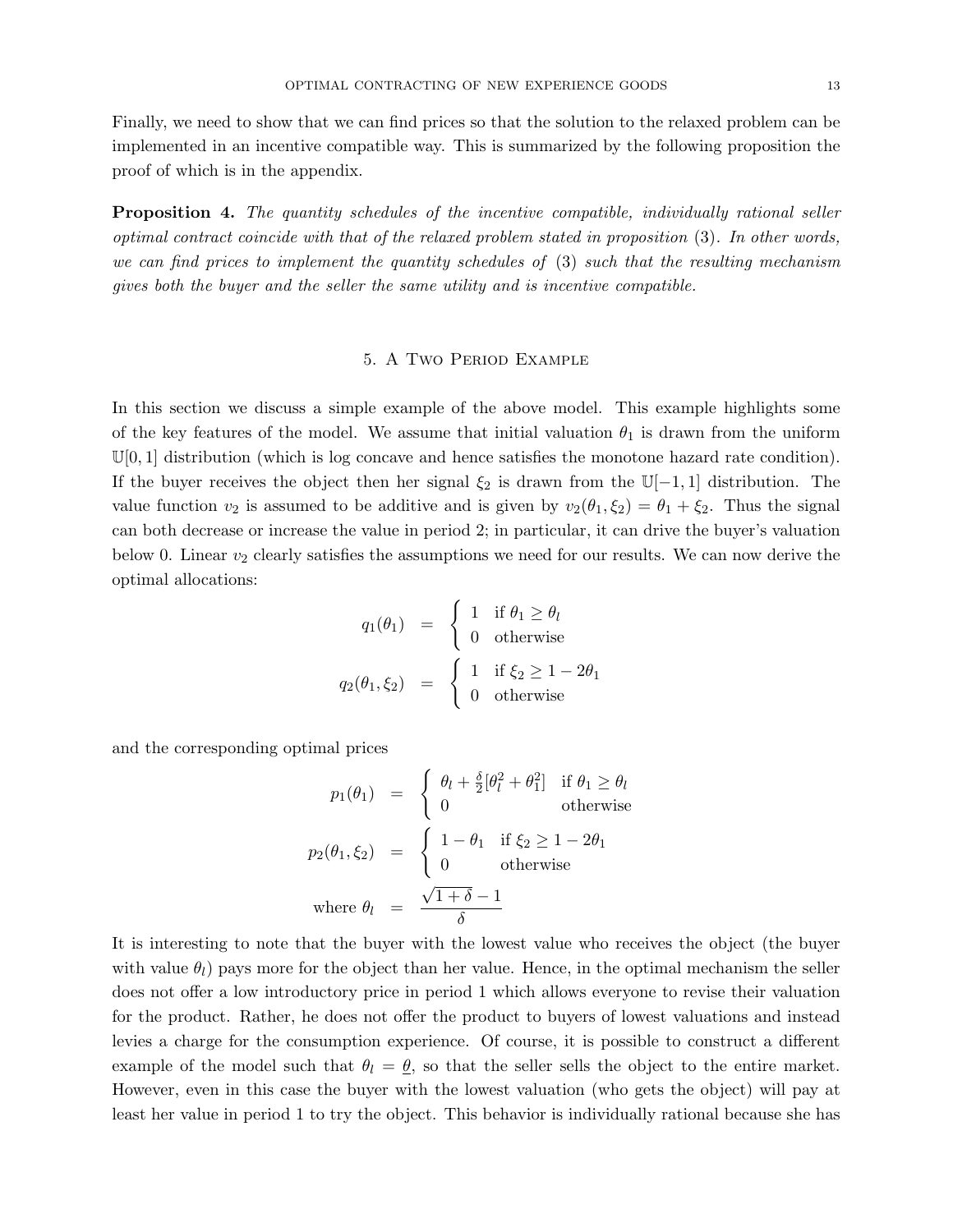Finally, we need to show that we can find prices so that the solution to the relaxed problem can be implemented in an incentive compatible way. This is summarized by the following proposition the proof of which is in the appendix.

**Proposition 4.** *The quantity schedules of the incentive compatible, individually rational seller optimal contract coincide with that of the relaxed problem stated in proposition* (3)*. In other words, we can find prices to implement the quantity schedules of* (3) *such that the resulting mechanism gives both the buyer and the seller the same utility and is incentive compatible.*

## 5. A Two Period Example

In this section we discuss a simple example of the above model. This example highlights some of the key features of the model. We assume that initial valuation $\theta_1$ is drawn from the uniform $\mathbb{U}[0,1]$ distribution (which is log concave and hence satisfies the monotone hazard rate condition). If the buyer receives the object then her signal $\xi_2$ is drawn from the $\mathbb{U}[-1,1]$ distribution. The value function $v_2$ is assumed to be additive and is given by $v_2(\theta_1, \xi_2) = \theta_1 + \xi_2$. Thus the signal can both decrease or increase the value in period 2; in particular, it can drive the buyer's valuation below 0. Linear $v_2$ clearly satisfies the assumptions we need for our results. We can now derive the optimal allocations:

$$
\begin{aligned}
q_1(\theta_1) &= \begin{cases} 1 & \text{if } \theta_1 \geq \theta_l \\ 0 & \text{otherwise} \end{cases} \\
q_2(\theta_1, \xi_2) &= \begin{cases} 1 & \text{if } \xi_2 \geq 1 - 2\theta_1 \\ 0 & \text{otherwise} \end{cases}
\end{aligned}
$$

and the corresponding optimal prices

$$
\begin{aligned}
p_1(\theta_1) &= \begin{cases} \theta_l + \frac{\delta}{2}[\theta_l^2 + \theta_1^2] & \text{if } \theta_1 \geq \theta_l \\ 0 & \text{otherwise} \end{cases} \\
p_2(\theta_1, \xi_2) &= \begin{cases} 1 - \theta_1 & \text{if } \xi_2 \geq 1 - 2\theta_1 \\ 0 & \text{otherwise} \end{cases} \\
\text{where } \theta_l &= \frac{\sqrt{1+\delta} - 1}{\delta}
\end{aligned}
$$

It is interesting to note that the buyer with the lowest value who receives the object (the buyer with value $\theta_l$) pays more for the object than her value. Hence, in the optimal mechanism the seller does not offer a low introductory price in period 1 which allows everyone to revise their valuation for the product. Rather, he does not offer the product to buyers of lowest valuations and instead levies a charge for the consumption experience. Of course, it is possible to construct a different example of the model such that $\theta_l = \underline{\theta}$, so that the seller sells the object to the entire market. However, even in this case the buyer with the lowest valuation (who gets the object) will pay at least her value in period 1 to try the object. This behavior is individually rational because she has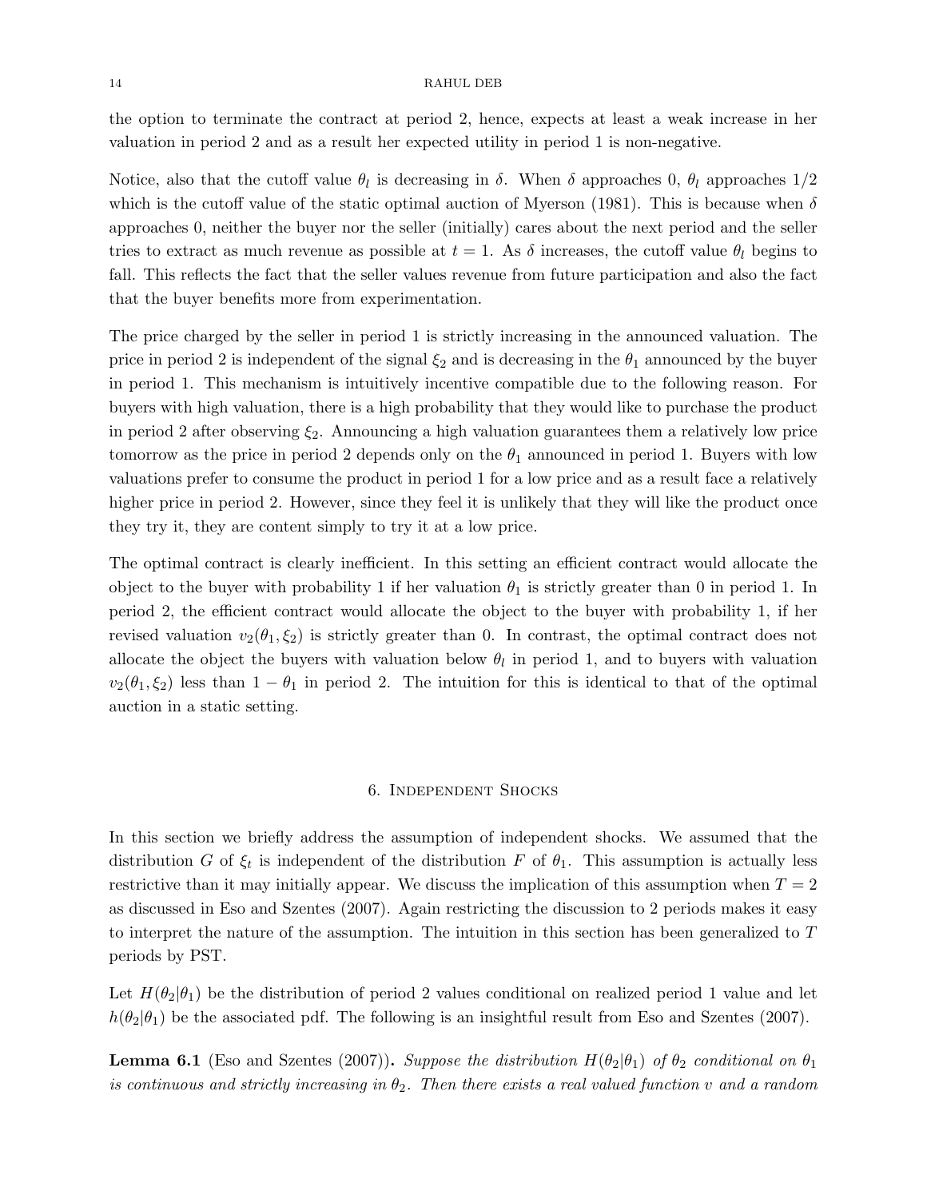the option to terminate the contract at period 2, hence, expects at least a weak increase in her valuation in period 2 and as a result her expected utility in period 1 is non-negative.

Notice, also that the cutoff value $\theta_l$ is decreasing in $\delta$. When $\delta$ approaches 0, $\theta_l$ approaches $1/2$ which is the cutoff value of the static optimal auction of Myerson (1981). This is because when $\delta$ approaches 0, neither the buyer nor the seller (initially) cares about the next period and the seller tries to extract as much revenue as possible at $t = 1$. As $\delta$ increases, the cutoff value $\theta_l$ begins to fall. This reflects the fact that the seller values revenue from future participation and also the fact that the buyer benefits more from experimentation.

The price charged by the seller in period 1 is strictly increasing in the announced valuation. The price in period 2 is independent of the signal $\xi_2$ and is decreasing in the $\theta_1$ announced by the buyer in period 1. This mechanism is intuitively incentive compatible due to the following reason. For buyers with high valuation, there is a high probability that they would like to purchase the product in period 2 after observing $\xi_2$. Announcing a high valuation guarantees them a relatively low price tomorrow as the price in period 2 depends only on the $\theta_1$ announced in period 1. Buyers with low valuations prefer to consume the product in period 1 for a low price and as a result face a relatively higher price in period 2. However, since they feel it is unlikely that they will like the product once they try it, they are content simply to try it at a low price.

The optimal contract is clearly inefficient. In this setting an efficient contract would allocate the object to the buyer with probability 1 if her valuation $\theta_1$ is strictly greater than 0 in period 1. In period 2, the efficient contract would allocate the object to the buyer with probability 1, if her revised valuation $v_2(\theta_1, \xi_2)$ is strictly greater than 0. In contrast, the optimal contract does not allocate the object the buyers with valuation below $\theta_l$ in period 1, and to buyers with valuation $v_2(\theta_1, \xi_2)$ less than $1 - \theta_1$ in period 2. The intuition for this is identical to that of the optimal auction in a static setting.

## 6. Independent Shocks

In this section we briefly address the assumption of independent shocks. We assumed that the distribution $G$ of $\xi_t$ is independent of the distribution $F$ of $\theta_1$. This assumption is actually less restrictive than it may initially appear. We discuss the implication of this assumption when $T = 2$ as discussed in Eso and Szentes (2007). Again restricting the discussion to 2 periods makes it easy to interpret the nature of the assumption. The intuition in this section has been generalized to $T$ periods by PST.

Let $H(\theta_2|\theta_1)$ be the distribution of period 2 values conditional on realized period 1 value and let $h(\theta_2|\theta_1)$ be the associated pdf. The following is an insightful result from Eso and Szentes (2007).

**Lemma 6.1** (Eso and Szentes (2007))**.** *Suppose the distribution $H(\theta_2|\theta_1)$ of $\theta_2$ conditional on $\theta_1$ is continuous and strictly increasing in $\theta_2$. Then there exists a real valued function $v$ and a random*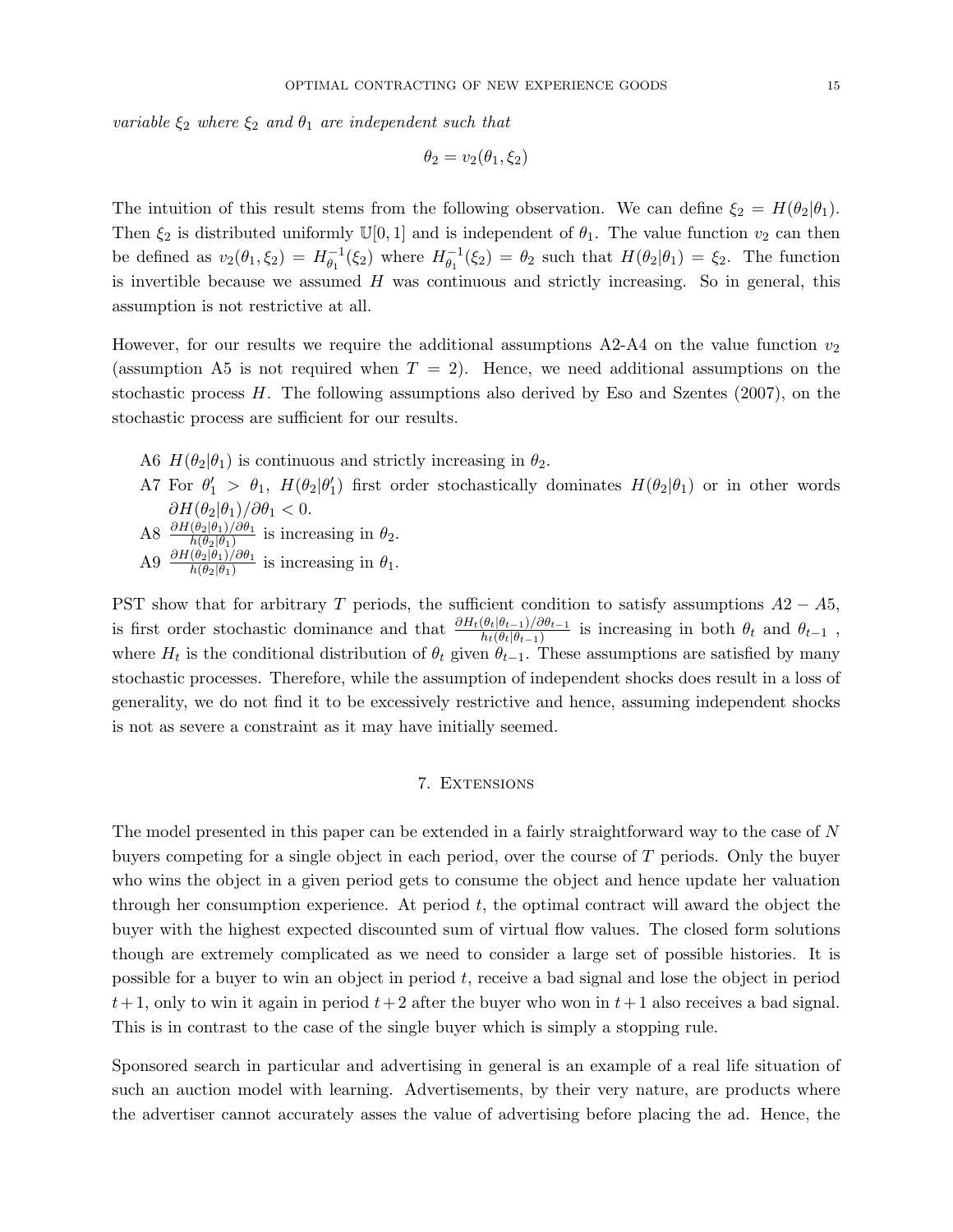*variable $\xi_2$ where $\xi_2$ and $\theta_1$ are independent such that*

$$\theta_2 = v_2(\theta_1, \xi_2)$$

The intuition of this result stems from the following observation. We can define $\xi_2 = H(\theta_2|\theta_1)$. Then $\xi_2$ is distributed uniformly $\mathbb{U}[0,1]$ and is independent of $\theta_1$. The value function $v_2$ can then be defined as $v_2(\theta_1, \xi_2) = H_{\theta_1}^{-1}(\xi_2)$ where $H_{\theta_1}^{-1}(\xi_2) = \theta_2$ such that $H(\theta_2|\theta_1) = \xi_2$. The function is invertible because we assumed $H$ was continuous and strictly increasing. So in general, this assumption is not restrictive at all.

However, for our results we require the additional assumptions A2-A4 on the value function $v_2$ (assumption A5 is not required when $T = 2$). Hence, we need additional assumptions on the stochastic process $H$. The following assumptions also derived by Eso and Szentes (2007), on the stochastic process are sufficient for our results.

- A6 $H(\theta_2|\theta_1)$ is continuous and strictly increasing in $\theta_2$.
- A7 For $\theta_1' > \theta_1$, $H(\theta_2|\theta_1')$ first order stochastically dominates $H(\theta_2|\theta_1)$ or in other words $\partial H(\theta_2|\theta_1)/\partial\theta_1 < 0$.
- A8 $\frac{\partial H(\theta_2|\theta_1)/\partial\theta_1}{h(\theta_2|\theta_1)}$ is increasing in $\theta_2$.
- A9 $\frac{\partial H(\theta_2|\theta_1)/\partial\theta_1}{h(\theta_2|\theta_1)}$ is increasing in $\theta_1$.

PST show that for arbitrary $T$ periods, the sufficient condition to satisfy assumptions $A2 - A5$, is first order stochastic dominance and that $\frac{\partial H_t(\theta_t|\theta_{t-1})/\partial\theta_{t-1}}{h_t(\theta_t|\theta_{t-1})}$ is increasing in both $\theta_t$ and $\theta_{t-1}$ , where $H_t$ is the conditional distribution of $\theta_t$ given $\theta_{t-1}$. These assumptions are satisfied by many stochastic processes. Therefore, while the assumption of independent shocks does result in a loss of generality, we do not find it to be excessively restrictive and hence, assuming independent shocks is not as severe a constraint as it may have initially seemed.

## 7. Extensions

The model presented in this paper can be extended in a fairly straightforward way to the case of $N$ buyers competing for a single object in each period, over the course of $T$ periods. Only the buyer who wins the object in a given period gets to consume the object and hence update her valuation through her consumption experience. At period $t$, the optimal contract will award the object the buyer with the highest expected discounted sum of virtual flow values. The closed form solutions though are extremely complicated as we need to consider a large set of possible histories. It is possible for a buyer to win an object in period $t$, receive a bad signal and lose the object in period $t+1$, only to win it again in period $t+2$ after the buyer who won in $t+1$ also receives a bad signal. This is in contrast to the case of the single buyer which is simply a stopping rule.

Sponsored search in particular and advertising in general is an example of a real life situation of such an auction model with learning. Advertisements, by their very nature, are products where the advertiser cannot accurately asses the value of advertising before placing the ad. Hence, the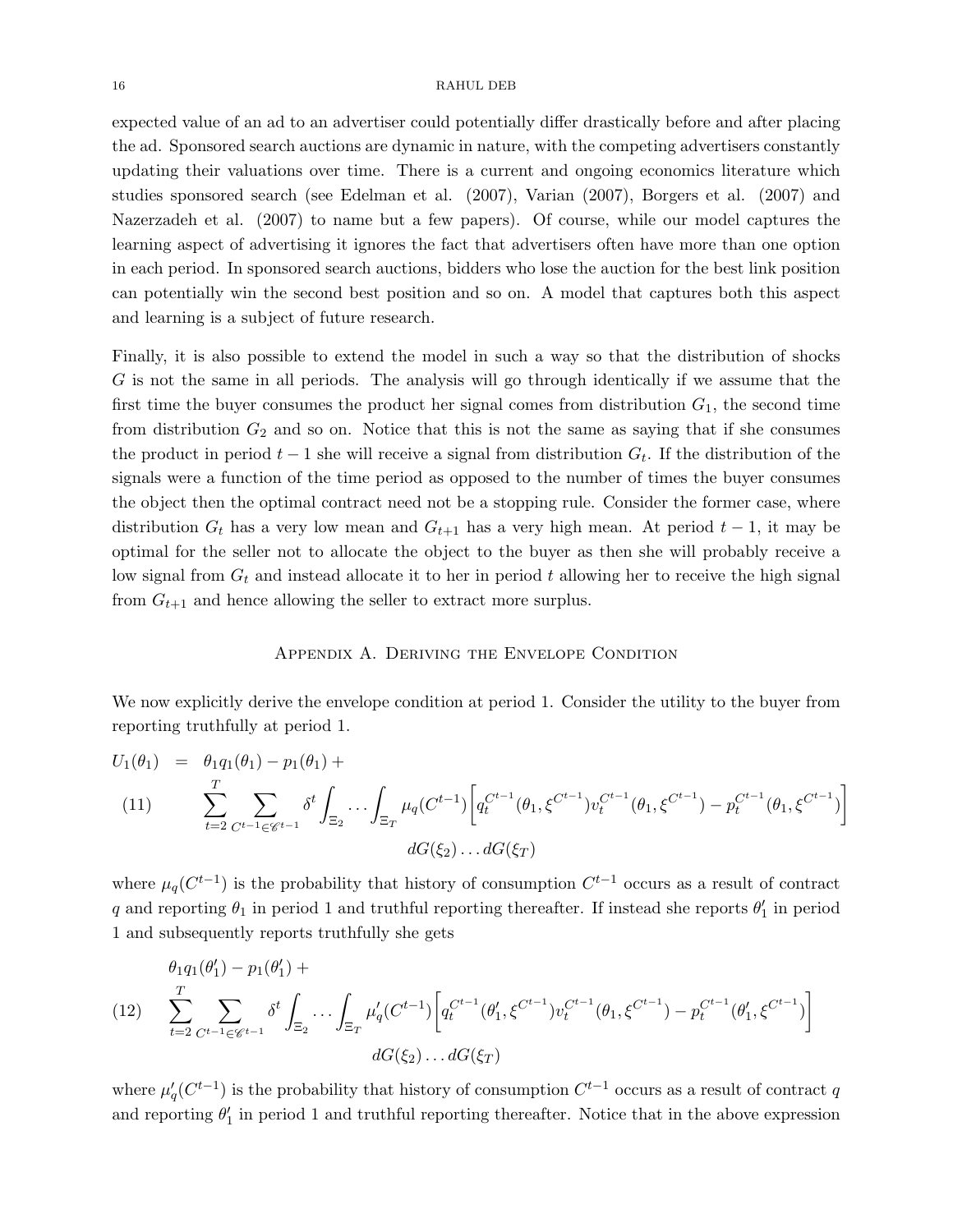expected value of an ad to an advertiser could potentially differ drastically before and after placing the ad. Sponsored search auctions are dynamic in nature, with the competing advertisers constantly updating their valuations over time. There is a current and ongoing economics literature which studies sponsored search (see Edelman et al. (2007), Varian (2007), Borgers et al. (2007) and Nazerzadeh et al. (2007) to name but a few papers). Of course, while our model captures the learning aspect of advertising it ignores the fact that advertisers often have more than one option in each period. In sponsored search auctions, bidders who lose the auction for the best link position can potentially win the second best position and so on. A model that captures both this aspect and learning is a subject of future research.

Finally, it is also possible to extend the model in such a way so that the distribution of shocks $G$ is not the same in all periods. The analysis will go through identically if we assume that the first time the buyer consumes the product her signal comes from distribution $G_1$, the second time from distribution $G_2$ and so on. Notice that this is not the same as saying that if she consumes the product in period $t-1$ she will receive a signal from distribution $G_t$. If the distribution of the signals were a function of the time period as opposed to the number of times the buyer consumes the object then the optimal contract need not be a stopping rule. Consider the former case, where distribution $G_t$ has a very low mean and $G_{t+1}$ has a very high mean. At period $t-1$, it may be optimal for the seller not to allocate the object to the buyer as then she will probably receive a low signal from $G_t$ and instead allocate it to her in period $t$ allowing her to receive the high signal from $G_{t+1}$ and hence allowing the seller to extract more surplus.

## Appendix A. Deriving the Envelope Condition

We now explicitly derive the envelope condition at period 1. Consider the utility to the buyer from reporting truthfully at period 1.

$$
\begin{aligned}
U_1(\theta_1) \;=\; & \theta_1 q_1(\theta_1) - p_1(\theta_1) + \\
& \sum_{t=2}^{T} \sum_{C^{t-1} \in \mathscr{C}^{t-1}} \delta^t \int_{\Xi_2} \dots \int_{\Xi_T} \mu_q(C^{t-1}) \Big[ q_t^{C^{t-1}}(\theta_1, \xi^{C^{t-1}}) v_t^{C^{t-1}}(\theta_1, \xi^{C^{t-1}}) - p_t^{C^{t-1}}(\theta_1, \xi^{C^{t-1}}) \Big] \\
& \qquad dG(\xi_2) \dots dG(\xi_T)
\end{aligned} \tag{11}
$$

where $\mu_q(C^{t-1})$ is the probability that history of consumption $C^{t-1}$ occurs as a result of contract $q$ and reporting $\theta_1$ in period 1 and truthful reporting thereafter. If instead she reports $\theta_1'$ in period 1 and subsequently reports truthfully she gets

$$
\begin{aligned}
& \theta_1 q_1(\theta_1') - p_1(\theta_1') + \\
& \sum_{t=2}^{T} \sum_{C^{t-1} \in \mathscr{C}^{t-1}} \delta^t \int_{\Xi_2} \dots \int_{\Xi_T} \mu_q'(C^{t-1}) \Big[ q_t^{C^{t-1}}(\theta_1', \xi^{C^{t-1}}) v_t^{C^{t-1}}(\theta_1, \xi^{C^{t-1}}) - p_t^{C^{t-1}}(\theta_1', \xi^{C^{t-1}}) \Big] \\
& \qquad dG(\xi_2) \dots dG(\xi_T)
\end{aligned} \tag{12}
$$

where $\mu_q'(C^{t-1})$ is the probability that history of consumption $C^{t-1}$ occurs as a result of contract $q$ and reporting $\theta_1'$ in period 1 and truthful reporting thereafter. Notice that in the above expression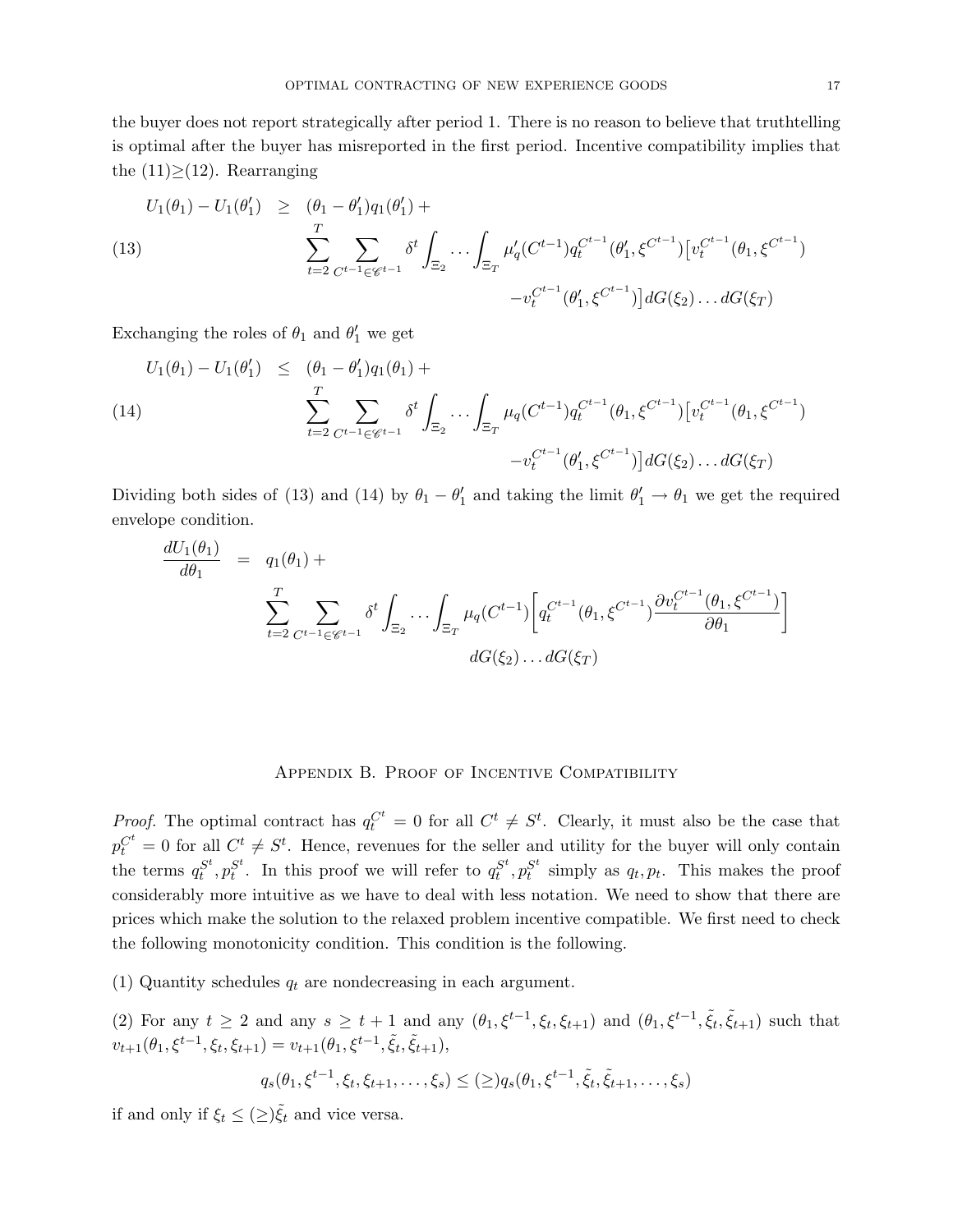the buyer does not report strategically after period 1. There is no reason to believe that truthtelling is optimal after the buyer has misreported in the first period. Incentive compatibility implies that the (11)$\geq$(12). Rearranging

$$
\begin{aligned}
U_1(\theta_1) - U_1(\theta_1') \quad \geq \quad & (\theta_1 - \theta_1')q_1(\theta_1') + \\
& \sum_{t=2}^{T} \sum_{C^{t-1} \in \mathscr{C}^{t-1}} \delta^t \int_{\Xi_2} \cdots \int_{\Xi_T} \mu_q'(C^{t-1}) q_t^{C^{t-1}}(\theta_1', \xi^{C^{t-1}}) \big[ v_t^{C^{t-1}}(\theta_1, \xi^{C^{t-1}}) \\
& \qquad - v_t^{C^{t-1}}(\theta_1', \xi^{C^{t-1}}) \big] dG(\xi_2) \ldots dG(\xi_T)
\end{aligned} \tag{13}
$$

Exchanging the roles of $\theta_1$ and $\theta_1'$ we get

$$
\begin{aligned}
U_1(\theta_1) - U_1(\theta_1') \quad \leq \quad & (\theta_1 - \theta_1')q_1(\theta_1) + \\
& \sum_{t=2}^{T} \sum_{C^{t-1} \in \mathscr{C}^{t-1}} \delta^t \int_{\Xi_2} \cdots \int_{\Xi_T} \mu_q(C^{t-1}) q_t^{C^{t-1}}(\theta_1, \xi^{C^{t-1}}) \big[ v_t^{C^{t-1}}(\theta_1, \xi^{C^{t-1}}) \\
& \qquad - v_t^{C^{t-1}}(\theta_1', \xi^{C^{t-1}}) \big] dG(\xi_2) \ldots dG(\xi_T)
\end{aligned} \tag{14}
$$

Dividing both sides of (13) and (14) by $\theta_1 - \theta_1'$ and taking the limit $\theta_1' \to \theta_1$ we get the required envelope condition.

$$
\begin{aligned}
\frac{dU_1(\theta_1)}{d\theta_1} \quad = \quad & q_1(\theta_1) + \\
& \sum_{t=2}^{T} \sum_{C^{t-1} \in \mathscr{C}^{t-1}} \delta^t \int_{\Xi_2} \cdots \int_{\Xi_T} \mu_q(C^{t-1}) \bigg[ q_t^{C^{t-1}}(\theta_1, \xi^{C^{t-1}}) \frac{\partial v_t^{C^{t-1}}(\theta_1, \xi^{C^{t-1}})}{\partial \theta_1} \bigg] \\
& \qquad dG(\xi_2) \ldots dG(\xi_T)
\end{aligned}
$$

## Appendix B. Proof of Incentive Compatibility

*Proof.* The optimal contract has $q_t^{C^t} = 0$ for all $C^t \neq S^t$. Clearly, it must also be the case that $p_t^{C^t} = 0$ for all $C^t \neq S^t$. Hence, revenues for the seller and utility for the buyer will only contain the terms $q_t^{S^t}, p_t^{S^t}$. In this proof we will refer to $q_t^{S^t}, p_t^{S^t}$ simply as $q_t, p_t$. This makes the proof considerably more intuitive as we have to deal with less notation. We need to show that there are prices which make the solution to the relaxed problem incentive compatible. We first need to check the following monotonicity condition. This condition is the following.

(1) Quantity schedules $q_t$ are nondecreasing in each argument.

(2) For any $t \geq 2$ and any $s \geq t+1$ and any $(\theta_1, \xi^{t-1}, \xi_t, \xi_{t+1})$ and $(\theta_1, \xi^{t-1}, \tilde{\xi}_t, \tilde{\xi}_{t+1})$ such that $v_{t+1}(\theta_1, \xi^{t-1}, \xi_t, \xi_{t+1}) = v_{t+1}(\theta_1, \xi^{t-1}, \tilde{\xi}_t, \tilde{\xi}_{t+1})$,

$$
q_s(\theta_1, \xi^{t-1}, \xi_t, \xi_{t+1}, \ldots, \xi_s) \leq (\geq) q_s(\theta_1, \xi^{t-1}, \tilde{\xi}_t, \tilde{\xi}_{t+1}, \ldots, \xi_s)
$$

if and only if $\xi_t \leq (\geq) \tilde{\xi}_t$ and vice versa.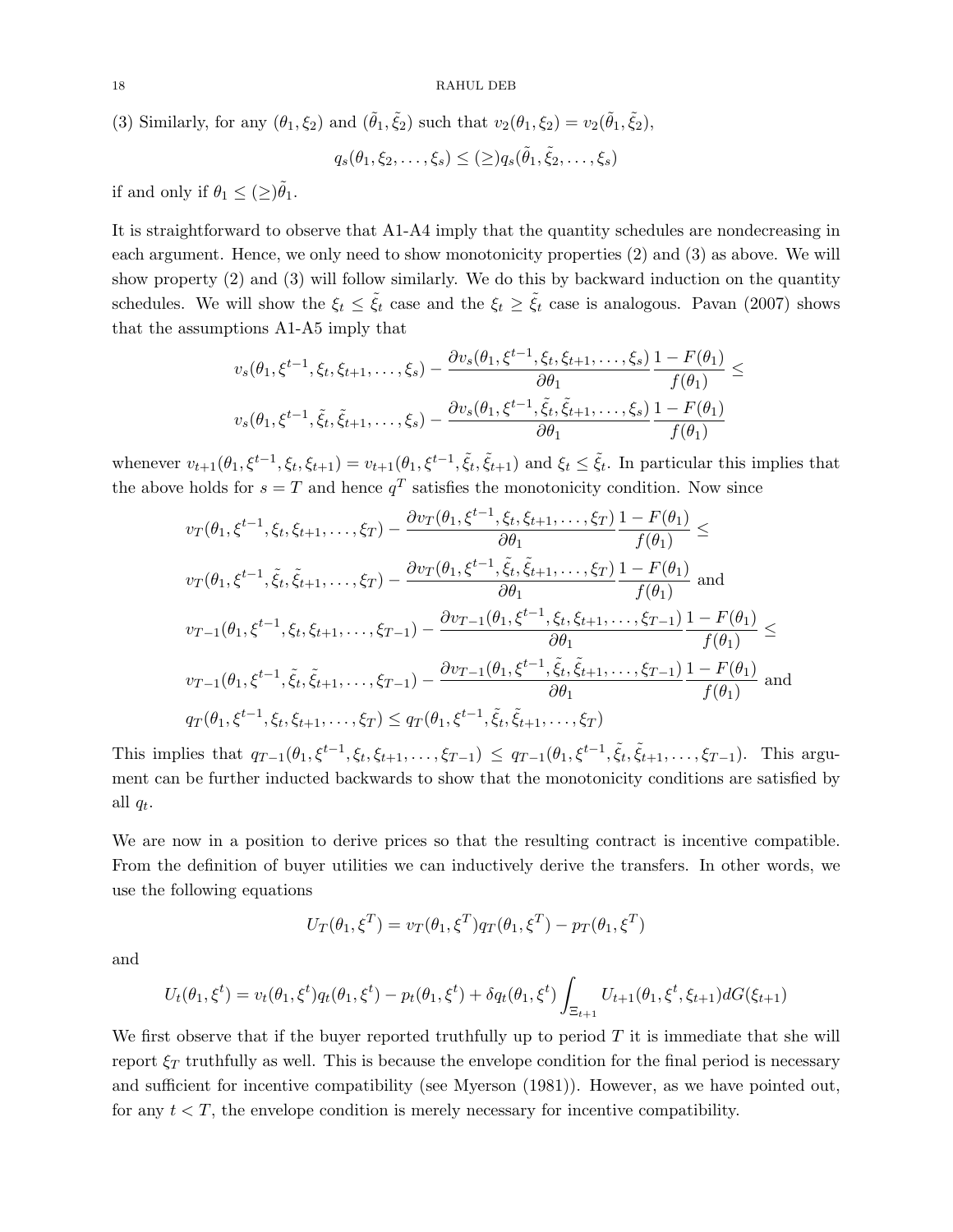(3) Similarly, for any $(\theta_1, \xi_2)$ and $(\tilde{\theta}_1, \tilde{\xi}_2)$ such that $v_2(\theta_1, \xi_2) = v_2(\tilde{\theta}_1, \tilde{\xi}_2)$,

$$q_s(\theta_1, \xi_2, \ldots, \xi_s) \leq (\geq) q_s(\tilde{\theta}_1, \tilde{\xi}_2, \ldots, \xi_s)$$

if and only if $\theta_1 \leq (\geq) \tilde{\theta}_1$.

It is straightforward to observe that A1-A4 imply that the quantity schedules are nondecreasing in each argument. Hence, we only need to show monotonicity properties (2) and (3) as above. We will show property (2) and (3) will follow similarly. We do this by backward induction on the quantity schedules. We will show the $\xi_t \leq \tilde{\xi}_t$ case and the $\xi_t \geq \tilde{\xi}_t$ case is analogous. Pavan (2007) shows that the assumptions A1-A5 imply that

$$v_s(\theta_1, \xi^{t-1}, \xi_t, \xi_{t+1}, \ldots, \xi_s) - \frac{\partial v_s(\theta_1, \xi^{t-1}, \xi_t, \xi_{t+1}, \ldots, \xi_s)}{\partial \theta_1} \frac{1 - F(\theta_1)}{f(\theta_1)} \leq$$
$$v_s(\theta_1, \xi^{t-1}, \tilde{\xi}_t, \tilde{\xi}_{t+1}, \ldots, \xi_s) - \frac{\partial v_s(\theta_1, \xi^{t-1}, \tilde{\xi}_t, \tilde{\xi}_{t+1}, \ldots, \xi_s)}{\partial \theta_1} \frac{1 - F(\theta_1)}{f(\theta_1)}$$

whenever $v_{t+1}(\theta_1, \xi^{t-1}, \xi_t, \xi_{t+1}) = v_{t+1}(\theta_1, \xi^{t-1}, \tilde{\xi}_t, \tilde{\xi}_{t+1})$ and $\xi_t \leq \tilde{\xi}_t$. In particular this implies that the above holds for $s = T$ and hence $q^T$ satisfies the monotonicity condition. Now since

$$v_T(\theta_1, \xi^{t-1}, \xi_t, \xi_{t+1}, \ldots, \xi_T) - \frac{\partial v_T(\theta_1, \xi^{t-1}, \xi_t, \xi_{t+1}, \ldots, \xi_T)}{\partial \theta_1} \frac{1 - F(\theta_1)}{f(\theta_1)} \leq$$
$$v_T(\theta_1, \xi^{t-1}, \tilde{\xi}_t, \tilde{\xi}_{t+1}, \ldots, \xi_T) - \frac{\partial v_T(\theta_1, \xi^{t-1}, \tilde{\xi}_t, \tilde{\xi}_{t+1}, \ldots, \xi_T)}{\partial \theta_1} \frac{1 - F(\theta_1)}{f(\theta_1)} \text{ and}$$
$$v_{T-1}(\theta_1, \xi^{t-1}, \xi_t, \xi_{t+1}, \ldots, \xi_{T-1}) - \frac{\partial v_{T-1}(\theta_1, \xi^{t-1}, \xi_t, \xi_{t+1}, \ldots, \xi_{T-1})}{\partial \theta_1} \frac{1 - F(\theta_1)}{f(\theta_1)} \leq$$
$$v_{T-1}(\theta_1, \xi^{t-1}, \tilde{\xi}_t, \tilde{\xi}_{t+1}, \ldots, \xi_{T-1}) - \frac{\partial v_{T-1}(\theta_1, \xi^{t-1}, \tilde{\xi}_t, \tilde{\xi}_{t+1}, \ldots, \xi_{T-1})}{\partial \theta_1} \frac{1 - F(\theta_1)}{f(\theta_1)} \text{ and}$$
$$q_T(\theta_1, \xi^{t-1}, \xi_t, \xi_{t+1}, \ldots, \xi_T) \leq q_T(\theta_1, \xi^{t-1}, \tilde{\xi}_t, \tilde{\xi}_{t+1}, \ldots, \xi_T)$$

This implies that $q_{T-1}(\theta_1, \xi^{t-1}, \xi_t, \xi_{t+1}, \ldots, \xi_{T-1}) \leq q_{T-1}(\theta_1, \xi^{t-1}, \tilde{\xi}_t, \tilde{\xi}_{t+1}, \ldots, \xi_{T-1})$. This argument can be further inducted backwards to show that the monotonicity conditions are satisfied by all $q_t$.

We are now in a position to derive prices so that the resulting contract is incentive compatible. From the definition of buyer utilities we can inductively derive the transfers. In other words, we use the following equations

$$U_T(\theta_1, \xi^T) = v_T(\theta_1, \xi^T) q_T(\theta_1, \xi^T) - p_T(\theta_1, \xi^T)$$

and

$$U_t(\theta_1, \xi^t) = v_t(\theta_1, \xi^t) q_t(\theta_1, \xi^t) - p_t(\theta_1, \xi^t) + \delta q_t(\theta_1, \xi^t) \int_{\Xi_{t+1}} U_{t+1}(\theta_1, \xi^t, \xi_{t+1}) dG(\xi_{t+1})$$

We first observe that if the buyer reported truthfully up to period $T$ it is immediate that she will report $\xi_T$ truthfully as well. This is because the envelope condition for the final period is necessary and sufficient for incentive compatibility (see Myerson (1981)). However, as we have pointed out, for any $t < T$, the envelope condition is merely necessary for incentive compatibility.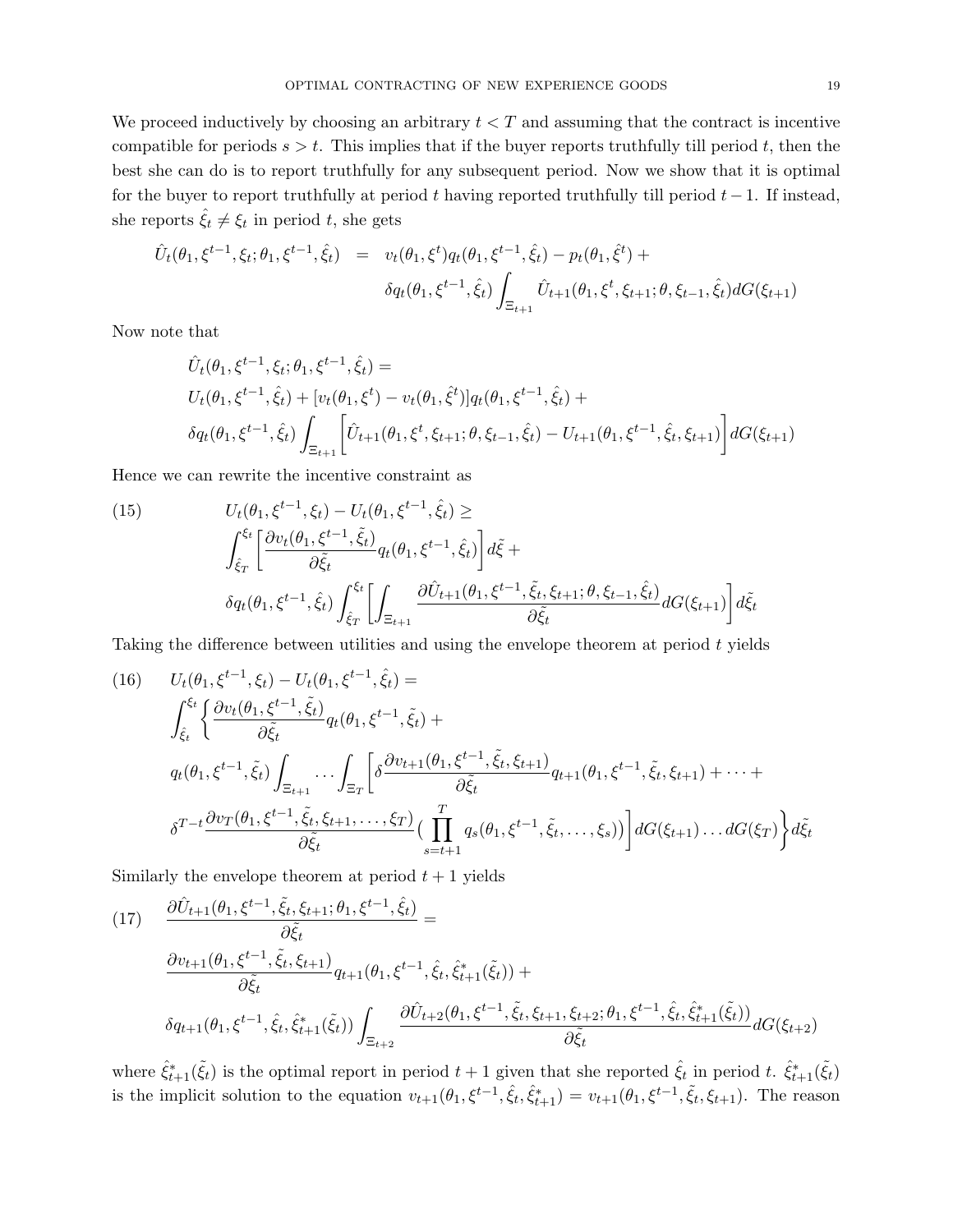We proceed inductively by choosing an arbitrary $t < T$ and assuming that the contract is incentive compatible for periods $s > t$. This implies that if the buyer reports truthfully till period $t$, then the best she can do is to report truthfully for any subsequent period. Now we show that it is optimal for the buyer to report truthfully at period $t$ having reported truthfully till period $t-1$. If instead, she reports $\hat{\xi}_t \neq \xi_t$ in period $t$, she gets

$$\begin{aligned}
\hat{U}_t(\theta_1, \xi^{t-1}, \xi_t; \theta_1, \xi^{t-1}, \hat{\xi}_t) &= v_t(\theta_1, \xi^t) q_t(\theta_1, \xi^{t-1}, \hat{\xi}_t) - p_t(\theta_1, \hat{\xi}^t) + \\
&\quad \delta q_t(\theta_1, \xi^{t-1}, \hat{\xi}_t) \int_{\Xi_{t+1}} \hat{U}_{t+1}(\theta_1, \xi^t, \xi_{t+1}; \theta, \xi_{t-1}, \hat{\xi}_t) dG(\xi_{t+1})
\end{aligned}$$

Now note that

$$\begin{aligned}
&\hat{U}_t(\theta_1, \xi^{t-1}, \xi_t; \theta_1, \xi^{t-1}, \hat{\xi}_t) = \\
&U_t(\theta_1, \xi^{t-1}, \hat{\xi}_t) + [v_t(\theta_1, \xi^t) - v_t(\theta_1, \hat{\xi}^t)] q_t(\theta_1, \xi^{t-1}, \hat{\xi}_t) + \\
&\delta q_t(\theta_1, \xi^{t-1}, \hat{\xi}_t) \int_{\Xi_{t+1}} \left[ \hat{U}_{t+1}(\theta_1, \xi^t, \xi_{t+1}; \theta, \xi_{t-1}, \hat{\xi}_t) - U_{t+1}(\theta_1, \xi^{t-1}, \hat{\xi}_t, \xi_{t+1}) \right] dG(\xi_{t+1})
\end{aligned}$$

Hence we can rewrite the incentive constraint as

$$\begin{aligned}
(15) \qquad &U_t(\theta_1, \xi^{t-1}, \xi_t) - U_t(\theta_1, \xi^{t-1}, \hat{\xi}_t) \geq \\
&\int_{\hat{\xi}_T}^{\xi_t} \left[ \frac{\partial v_t(\theta_1, \xi^{t-1}, \tilde{\xi}_t)}{\partial \tilde{\xi}_t} q_t(\theta_1, \xi^{t-1}, \hat{\xi}_t) \right] d\tilde{\xi} + \\
&\delta q_t(\theta_1, \xi^{t-1}, \hat{\xi}_t) \int_{\hat{\xi}_T}^{\xi_t} \left[ \int_{\Xi_{t+1}} \frac{\partial \hat{U}_{t+1}(\theta_1, \xi^{t-1}, \tilde{\xi}_t, \xi_{t+1}; \theta, \xi_{t-1}, \hat{\xi}_t)}{\partial \tilde{\xi}_t} dG(\xi_{t+1}) \right] d\tilde{\xi}_t
\end{aligned}$$

Taking the difference between utilities and using the envelope theorem at period $t$ yields

$$\begin{aligned}
(16) \qquad &U_t(\theta_1, \xi^{t-1}, \xi_t) - U_t(\theta_1, \xi^{t-1}, \hat{\xi}_t) = \\
&\int_{\hat{\xi}_t}^{\xi_t} \Bigg\{ \frac{\partial v_t(\theta_1, \xi^{t-1}, \tilde{\xi}_t)}{\partial \tilde{\xi}_t} q_t(\theta_1, \xi^{t-1}, \tilde{\xi}_t) + \\
&q_t(\theta_1, \xi^{t-1}, \tilde{\xi}_t) \int_{\Xi_{t+1}} \cdots \int_{\Xi_T} \Bigg[ \delta \frac{\partial v_{t+1}(\theta_1, \xi^{t-1}, \tilde{\xi}_t, \xi_{t+1})}{\partial \tilde{\xi}_t} q_{t+1}(\theta_1, \xi^{t-1}, \tilde{\xi}_t, \xi_{t+1}) + \cdots + \\
&\delta^{T-t} \frac{\partial v_T(\theta_1, \xi^{t-1}, \tilde{\xi}_t, \xi_{t+1}, \ldots, \xi_T)}{\partial \tilde{\xi}_t} \Big( \prod_{s=t+1}^{T} q_s(\theta_1, \xi^{t-1}, \tilde{\xi}_t, \ldots, \xi_s) \Big) \Bigg] dG(\xi_{t+1}) \ldots dG(\xi_T) \Bigg\} d\tilde{\xi}_t
\end{aligned}$$

Similarly the envelope theorem at period $t+1$ yields

$$\begin{aligned}
(17) \qquad &\frac{\partial \hat{U}_{t+1}(\theta_1, \xi^{t-1}, \tilde{\xi}_t, \xi_{t+1}; \theta_1, \xi^{t-1}, \hat{\xi}_t)}{\partial \tilde{\xi}_t} = \\
&\frac{\partial v_{t+1}(\theta_1, \xi^{t-1}, \tilde{\xi}_t, \xi_{t+1})}{\partial \tilde{\xi}_t} q_{t+1}(\theta_1, \xi^{t-1}, \hat{\xi}_t, \hat{\xi}^*_{t+1}(\tilde{\xi}_t)) + \\
&\delta q_{t+1}(\theta_1, \xi^{t-1}, \hat{\xi}_t, \hat{\xi}^*_{t+1}(\tilde{\xi}_t)) \int_{\Xi_{t+2}} \frac{\partial \hat{U}_{t+2}(\theta_1, \xi^{t-1}, \tilde{\xi}_t, \xi_{t+1}, \xi_{t+2}; \theta_1, \xi^{t-1}, \hat{\xi}_t, \hat{\xi}^*_{t+1}(\tilde{\xi}_t))}{\partial \tilde{\xi}_t} dG(\xi_{t+2})
\end{aligned}$$

where $\hat{\xi}^*_{t+1}(\tilde{\xi}_t)$ is the optimal report in period $t+1$ given that she reported $\hat{\xi}_t$ in period $t$. $\hat{\xi}^*_{t+1}(\tilde{\xi}_t)$ is the implicit solution to the equation $v_{t+1}(\theta_1, \xi^{t-1}, \hat{\xi}_t, \hat{\xi}^*_{t+1}) = v_{t+1}(\theta_1, \xi^{t-1}, \tilde{\xi}_t, \xi_{t+1})$. The reason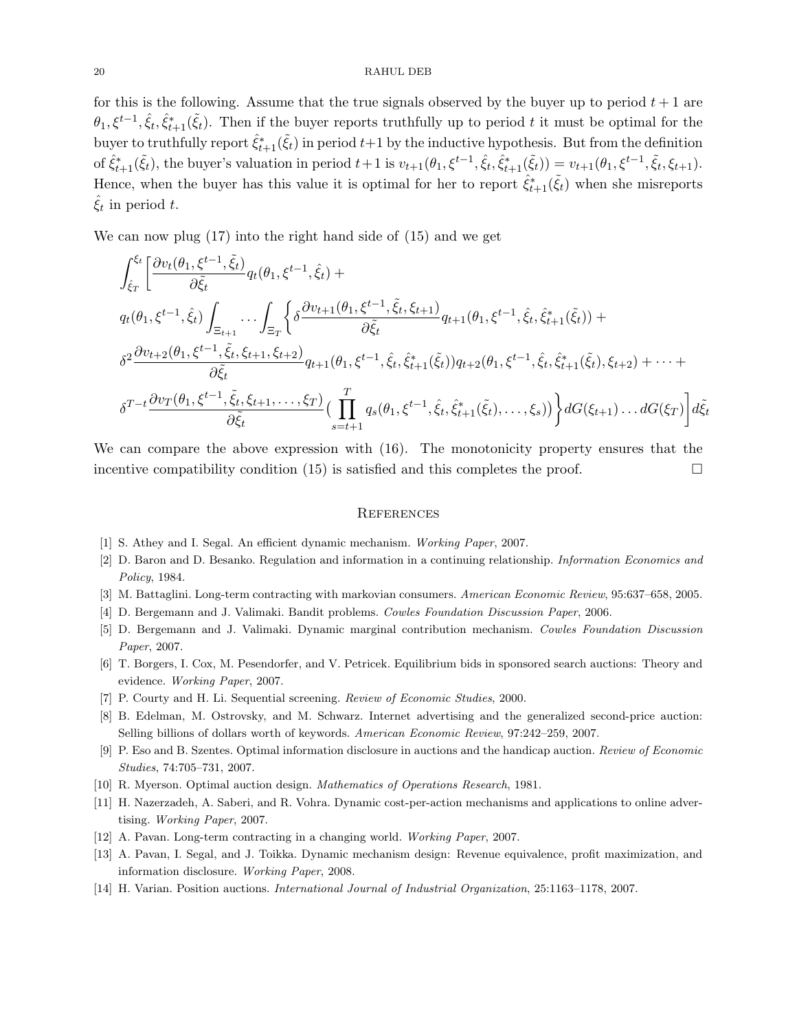for this is the following. Assume that the true signals observed by the buyer up to period $t+1$ are $\theta_1, \xi^{t-1}, \hat{\xi}_t, \hat{\xi}^*_{t+1}(\tilde{\xi}_t)$. Then if the buyer reports truthfully up to period $t$ it must be optimal for the buyer to truthfully report $\hat{\xi}^*_{t+1}(\tilde{\xi}_t)$ in period $t+1$ by the inductive hypothesis. But from the definition of $\hat{\xi}^*_{t+1}(\tilde{\xi}_t)$, the buyer's valuation in period $t+1$ is $v_{t+1}(\theta_1, \xi^{t-1}, \hat{\xi}_t, \hat{\xi}^*_{t+1}(\tilde{\xi}_t)) = v_{t+1}(\theta_1, \xi^{t-1}, \tilde{\xi}_t, \xi_{t+1})$. Hence, when the buyer has this value it is optimal for her to report $\hat{\xi}^*_{t+1}(\tilde{\xi}_t)$ when she misreports $\hat{\xi}_t$ in period $t$.

We can now plug (17) into the right hand side of (15) and we get

$$
\begin{aligned}
&\int_{\hat{\xi}_T}^{\xi_t} \Bigg[ \frac{\partial v_t(\theta_1, \xi^{t-1}, \tilde{\xi}_t)}{\partial \tilde{\xi}_t} q_t(\theta_1, \xi^{t-1}, \hat{\xi}_t) + \\
&q_t(\theta_1, \xi^{t-1}, \hat{\xi}_t) \int_{\Xi_{t+1}} \cdots \int_{\Xi_T} \Bigg\{ \delta \frac{\partial v_{t+1}(\theta_1, \xi^{t-1}, \tilde{\xi}_t, \xi_{t+1})}{\partial \tilde{\xi}_t} q_{t+1}(\theta_1, \xi^{t-1}, \hat{\xi}_t, \hat{\xi}^*_{t+1}(\tilde{\xi}_t)) + \\
&\delta^2 \frac{\partial v_{t+2}(\theta_1, \xi^{t-1}, \tilde{\xi}_t, \xi_{t+1}, \xi_{t+2})}{\partial \tilde{\xi}_t} q_{t+1}(\theta_1, \xi^{t-1}, \hat{\xi}_t, \hat{\xi}^*_{t+1}(\tilde{\xi}_t)) q_{t+2}(\theta_1, \xi^{t-1}, \hat{\xi}_t, \hat{\xi}^*_{t+1}(\tilde{\xi}_t), \xi_{t+2}) + \cdots + \\
&\delta^{T-t} \frac{\partial v_T(\theta_1, \xi^{t-1}, \tilde{\xi}_t, \xi_{t+1}, \ldots, \xi_T)}{\partial \tilde{\xi}_t} \Big( \prod_{s=t+1}^{T} q_s(\theta_1, \xi^{t-1}, \hat{\xi}_t, \hat{\xi}^*_{t+1}(\tilde{\xi}_t), \ldots, \xi_s) \Big) \Bigg\} dG(\xi_{t+1}) \ldots dG(\xi_T) \Bigg] d\tilde{\xi}_t
\end{aligned}
$$

We can compare the above expression with (16). The monotonicity property ensures that the incentive compatibility condition (15) is satisfied and this completes the proof. $\square$

## References

[1] S. Athey and I. Segal. An efficient dynamic mechanism. *Working Paper*, 2007.

[2] D. Baron and D. Besanko. Regulation and information in a continuing relationship. *Information Economics and Policy*, 1984.

[3] M. Battaglini. Long-term contracting with markovian consumers. *American Economic Review*, 95:637–658, 2005.

[4] D. Bergemann and J. Valimaki. Bandit problems. *Cowles Foundation Discussion Paper*, 2006.

[5] D. Bergemann and J. Valimaki. Dynamic marginal contribution mechanism. *Cowles Foundation Discussion Paper*, 2007.

[6] T. Borgers, I. Cox, M. Pesendorfer, and V. Petricek. Equilibrium bids in sponsored search auctions: Theory and evidence. *Working Paper*, 2007.

[7] P. Courty and H. Li. Sequential screening. *Review of Economic Studies*, 2000.

[8] B. Edelman, M. Ostrovsky, and M. Schwarz. Internet advertising and the generalized second-price auction: Selling billions of dollars worth of keywords. *American Economic Review*, 97:242–259, 2007.

[9] P. Eso and B. Szentes. Optimal information disclosure in auctions and the handicap auction. *Review of Economic Studies*, 74:705–731, 2007.

[10] R. Myerson. Optimal auction design. *Mathematics of Operations Research*, 1981.

[11] H. Nazerzadeh, A. Saberi, and R. Vohra. Dynamic cost-per-action mechanisms and applications to online advertising. *Working Paper*, 2007.

[12] A. Pavan. Long-term contracting in a changing world. *Working Paper*, 2007.

[13] A. Pavan, I. Segal, and J. Toikka. Dynamic mechanism design: Revenue equivalence, profit maximization, and information disclosure. *Working Paper*, 2008.

[14] H. Varian. Position auctions. *International Journal of Industrial Organization*, 25:1163–1178, 2007.